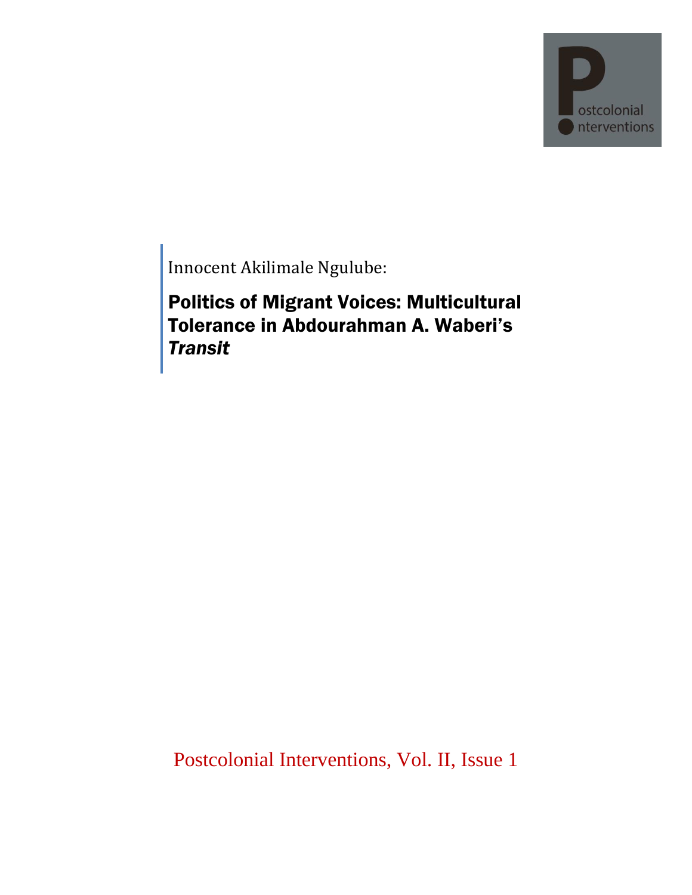Innocent Akilimale Ngulube:

# Politics of Migrant Voices: Multicultural Tolerance in Abdourahman A. Waberi's *Transit*

Postcolonial Interventions, Vol. II, Issue 1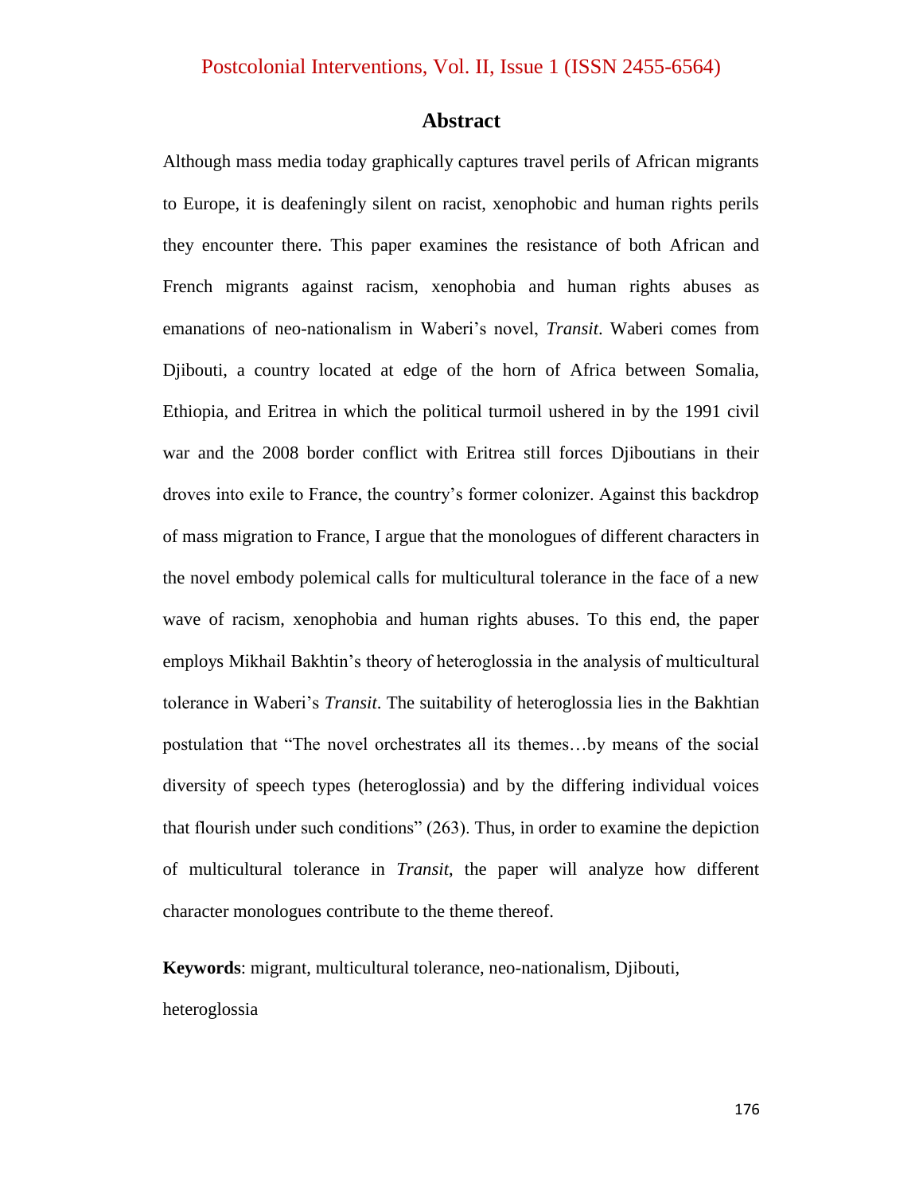## Abstract

Although mass media today graphically captures travel perils of African migrants to Europe, it is deafeningly silent on racist, xenophobic and human rights perils they encounter there. This paper examines the resistance of both African and French migrants against racism, xenophobia and human rights abuses as emanations of neo-nationalism in Waberi's novel, *Transit*. Waberi comes from Djibouti, a country located at edge of the horn of Africa between Somalia, Ethiopia, and Eritrea in which the political turmoil ushered in by the 1991 civil war and the 2008 border conflict with Eritrea still forces Djiboutians in their droves into exile to France, the country's former colonizer. Against this backdrop of mass migration to France, I argue that the monologues of different characters in the novel embody polemical calls for multicultural tolerance in the face of a new wave of racism, xenophobia and human rights abuses. To this end, the paper employs Mikhail Bakhtin's theory of heteroglossia in the analysis of multicultural tolerance in Waberi's *Transit*. The suitability of heteroglossia lies in the Bakhtian postulation that "The novel orchestrates all its themes…by means of the social diversity of speech types (heteroglossia) and by the differing individual voices that flourish under such conditions" (263). Thus, in order to examine the depiction of multicultural tolerance in *Transit*, the paper will analyze how different character monologues contribute to the theme thereof.

**Keywords**: migrant, multicultural tolerance, neo-nationalism, Djibouti, heteroglossia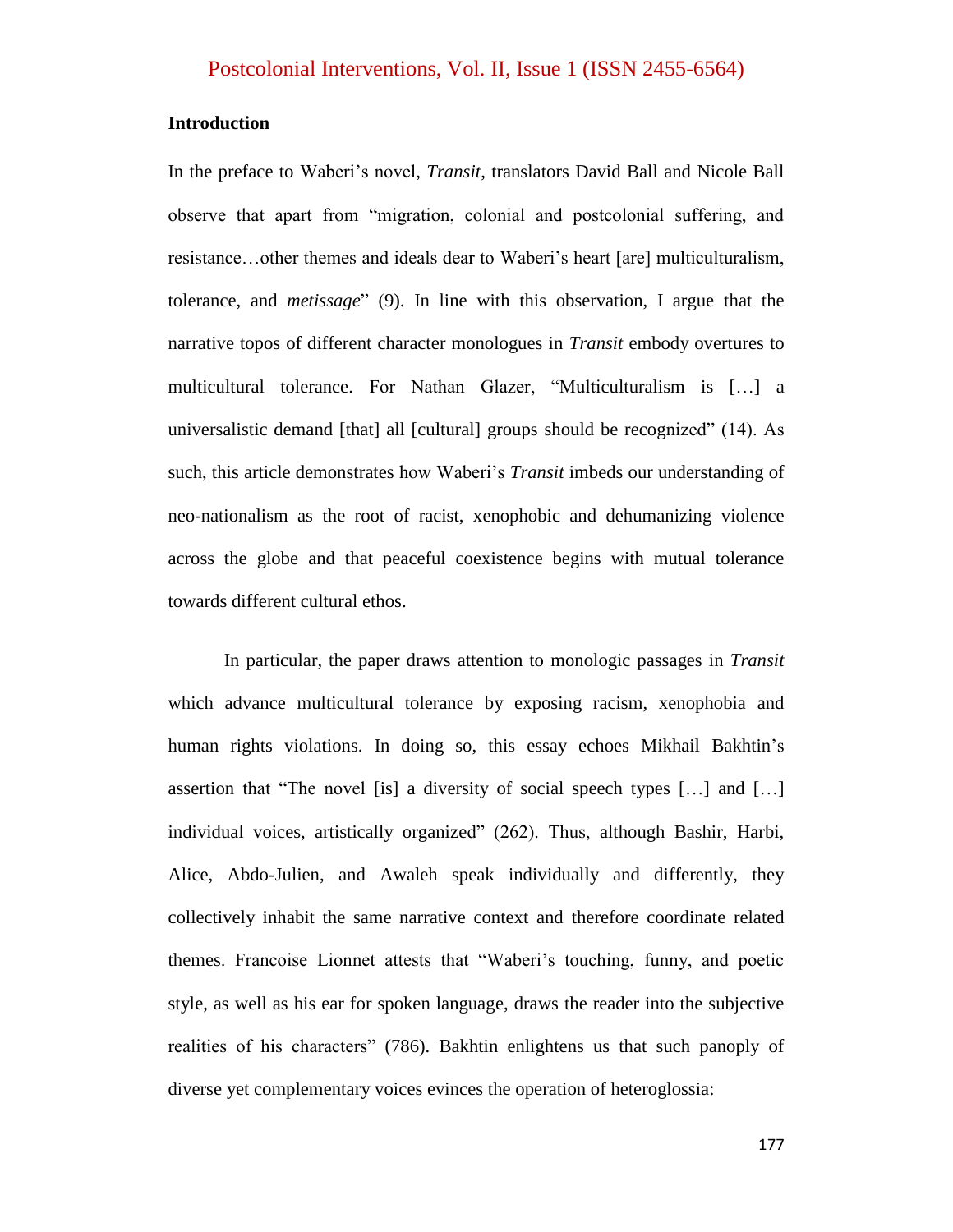## Introduction

In the preface to Waberi's novel, *Transit,* translators David Ball and Nicole Ball observe that apart from "migration, colonial and postcolonial suffering, and resistance…other themes and ideals dear to Waberi's heart [are] multiculturalism, tolerance, and *metissage*" (9). In line with this observation, I argue that the narrative topos of different character monologues in *Transit* embody overtures to multicultural tolerance. For Nathan Glazer, "Multiculturalism is […] a universalistic demand [that] all [cultural] groups should be recognized" (14). As such, this article demonstrates how Waberi's *Transit* imbeds our understanding of neo-nationalism as the root of racist, xenophobic and dehumanizing violence across the globe and that peaceful coexistence begins with mutual tolerance towards different cultural ethos.

In particular, the paper draws attention to monologic passages in *Transit* which advance multicultural tolerance by exposing racism, xenophobia and human rights violations. In doing so, this essay echoes Mikhail Bakhtin's assertion that "The novel [is] a diversity of social speech types […] and […] individual voices, artistically organized" (262). Thus, although Bashir, Harbi, Alice, Abdo-Julien, and Awaleh speak individually and differently, they collectively inhabit the same narrative context and therefore coordinate related themes. Francoise Lionnet attests that "Waberi's touching, funny, and poetic style, as well as his ear for spoken language, draws the reader into the subjective realities of his characters" (786). Bakhtin enlightens us that such panoply of diverse yet complementary voices evinces the operation of heteroglossia: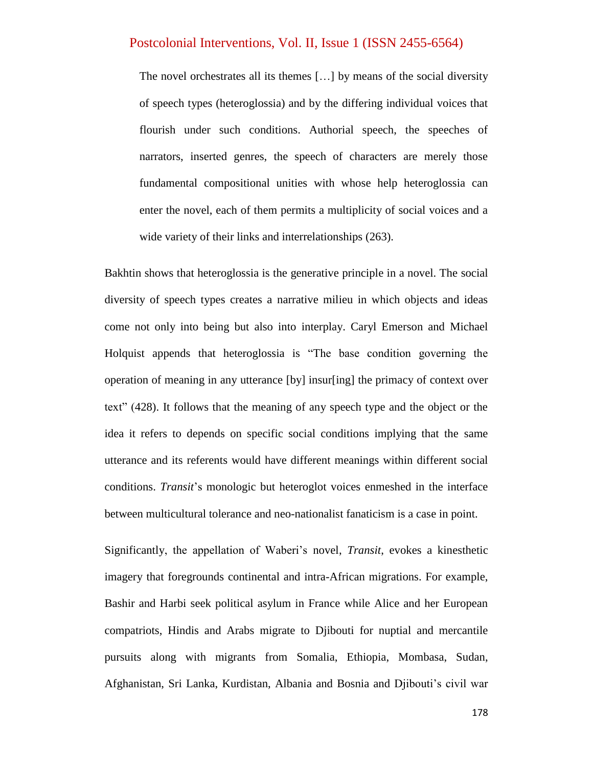> The novel orchestrates all its themes […] by means of the social diversity of speech types (heteroglossia) and by the differing individual voices that flourish under such conditions. Authorial speech, the speeches of narrators, inserted genres, the speech of characters are merely those fundamental compositional unities with whose help heteroglossia can enter the novel, each of them permits a multiplicity of social voices and a wide variety of their links and interrelationships (263).

Bakhtin shows that heteroglossia is the generative principle in a novel. The social diversity of speech types creates a narrative milieu in which objects and ideas come not only into being but also into interplay. Caryl Emerson and Michael Holquist appends that heteroglossia is "The base condition governing the operation of meaning in any utterance [by] insur[ing] the primacy of context over text" (428). It follows that the meaning of any speech type and the object or the idea it refers to depends on specific social conditions implying that the same utterance and its referents would have different meanings within different social conditions. *Transit*'s monologic but heteroglot voices enmeshed in the interface between multicultural tolerance and neo-nationalist fanaticism is a case in point.

Significantly, the appellation of Waberi's novel, *Transit*, evokes a kinesthetic imagery that foregrounds continental and intra-African migrations. For example, Bashir and Harbi seek political asylum in France while Alice and her European compatriots, Hindis and Arabs migrate to Djibouti for nuptial and mercantile pursuits along with migrants from Somalia, Ethiopia, Mombasa, Sudan, Afghanistan, Sri Lanka, Kurdistan, Albania and Bosnia and Djibouti's civil war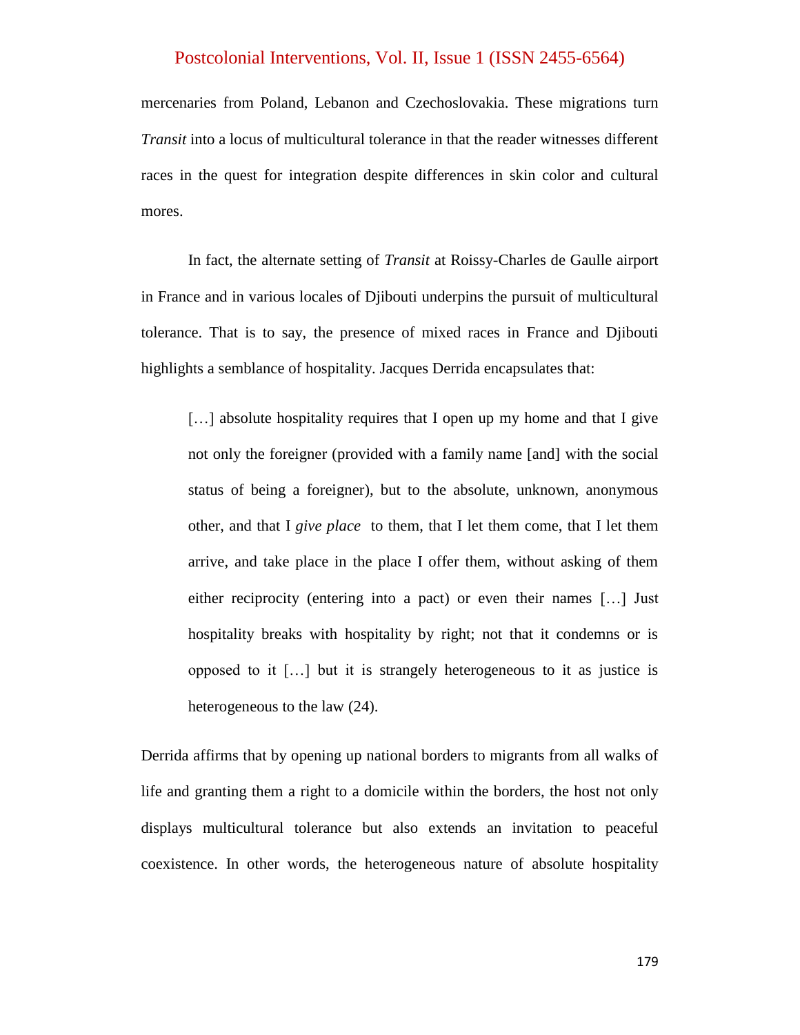mercenaries from Poland, Lebanon and Czechoslovakia. These migrations turn *Transit* into a locus of multicultural tolerance in that the reader witnesses different races in the quest for integration despite differences in skin color and cultural mores.

In fact, the alternate setting of *Transit* at Roissy-Charles de Gaulle airport in France and in various locales of Djibouti underpins the pursuit of multicultural tolerance. That is to say, the presence of mixed races in France and Djibouti highlights a semblance of hospitality. Jacques Derrida encapsulates that:

> […] absolute hospitality requires that I open up my home and that I give not only the foreigner (provided with a family name [and] with the social status of being a foreigner), but to the absolute, unknown, anonymous other, and that I *give place* to them, that I let them come, that I let them arrive, and take place in the place I offer them, without asking of them either reciprocity (entering into a pact) or even their names […] Just hospitality breaks with hospitality by right; not that it condemns or is opposed to it […] but it is strangely heterogeneous to it as justice is heterogeneous to the law (24).

Derrida affirms that by opening up national borders to migrants from all walks of life and granting them a right to a domicile within the borders, the host not only displays multicultural tolerance but also extends an invitation to peaceful coexistence. In other words, the heterogeneous nature of absolute hospitality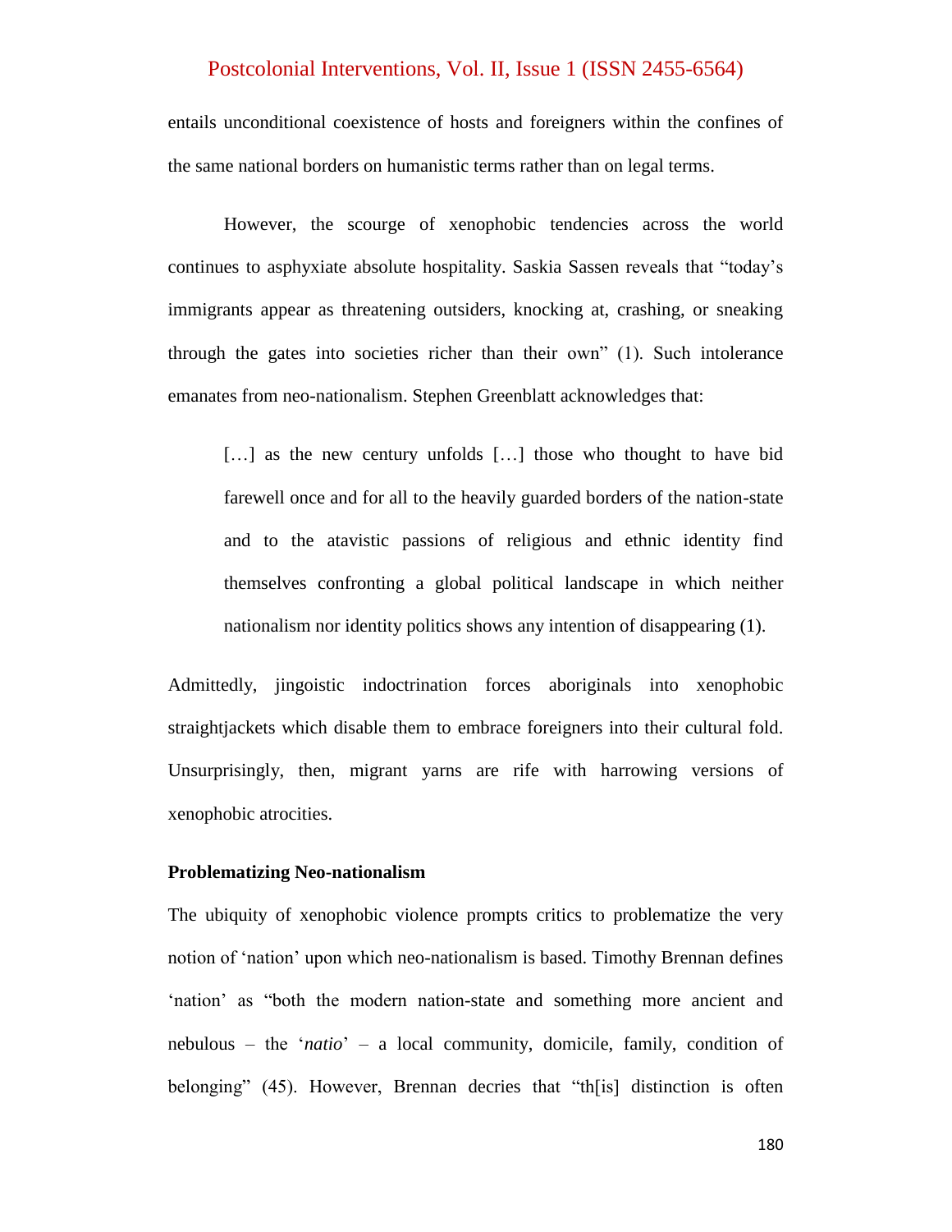entails unconditional coexistence of hosts and foreigners within the confines of the same national borders on humanistic terms rather than on legal terms.

However, the scourge of xenophobic tendencies across the world continues to asphyxiate absolute hospitality. Saskia Sassen reveals that "today's immigrants appear as threatening outsiders, knocking at, crashing, or sneaking through the gates into societies richer than their own" (1). Such intolerance emanates from neo-nationalism. Stephen Greenblatt acknowledges that:

> […] as the new century unfolds […] those who thought to have bid farewell once and for all to the heavily guarded borders of the nation-state and to the atavistic passions of religious and ethnic identity find themselves confronting a global political landscape in which neither nationalism nor identity politics shows any intention of disappearing (1).

Admittedly, jingoistic indoctrination forces aboriginals into xenophobic straightjackets which disable them to embrace foreigners into their cultural fold. Unsurprisingly, then, migrant yarns are rife with harrowing versions of xenophobic atrocities.

**Problematizing Neo-nationalism**

The ubiquity of xenophobic violence prompts critics to problematize the very notion of 'nation' upon which neo-nationalism is based. Timothy Brennan defines 'nation' as "both the modern nation-state and something more ancient and nebulous – the '*natio*' – a local community, domicile, family, condition of belonging" (45). However, Brennan decries that "th[is] distinction is often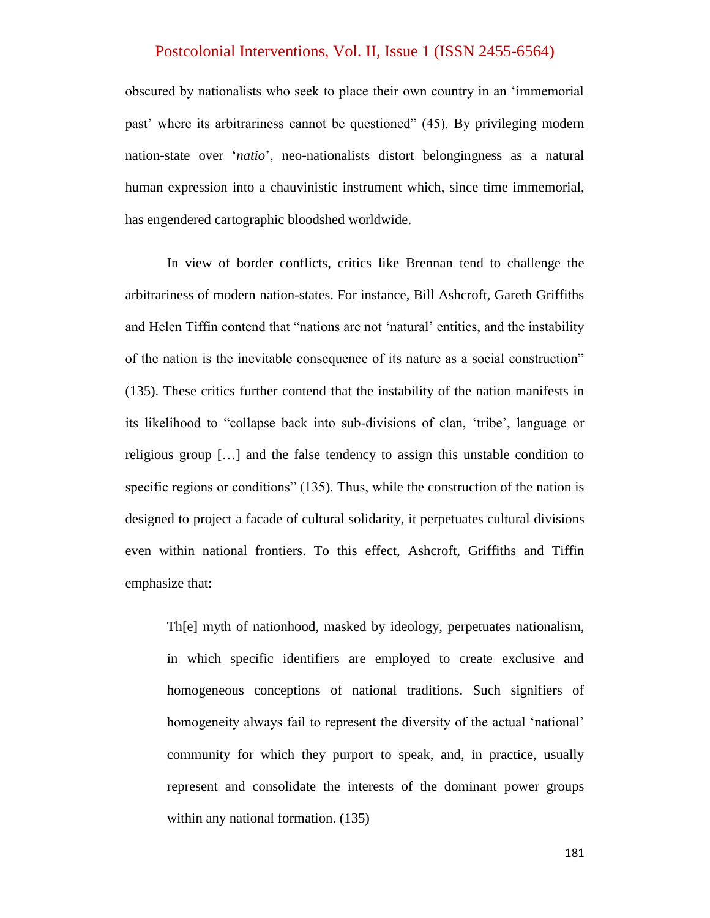obscured by nationalists who seek to place their own country in an 'immemorial past' where its arbitrariness cannot be questioned" (45). By privileging modern nation-state over '*natio*', neo-nationalists distort belongingness as a natural human expression into a chauvinistic instrument which, since time immemorial, has engendered cartographic bloodshed worldwide.

In view of border conflicts, critics like Brennan tend to challenge the arbitrariness of modern nation-states. For instance, Bill Ashcroft, Gareth Griffiths and Helen Tiffin contend that "nations are not 'natural' entities, and the instability of the nation is the inevitable consequence of its nature as a social construction" (135). These critics further contend that the instability of the nation manifests in its likelihood to "collapse back into sub-divisions of clan, 'tribe', language or religious group […] and the false tendency to assign this unstable condition to specific regions or conditions" (135). Thus, while the construction of the nation is designed to project a facade of cultural solidarity, it perpetuates cultural divisions even within national frontiers. To this effect, Ashcroft, Griffiths and Tiffin emphasize that:

> Th[e] myth of nationhood, masked by ideology, perpetuates nationalism, in which specific identifiers are employed to create exclusive and homogeneous conceptions of national traditions. Such signifiers of homogeneity always fail to represent the diversity of the actual 'national' community for which they purport to speak, and, in practice, usually represent and consolidate the interests of the dominant power groups within any national formation. (135)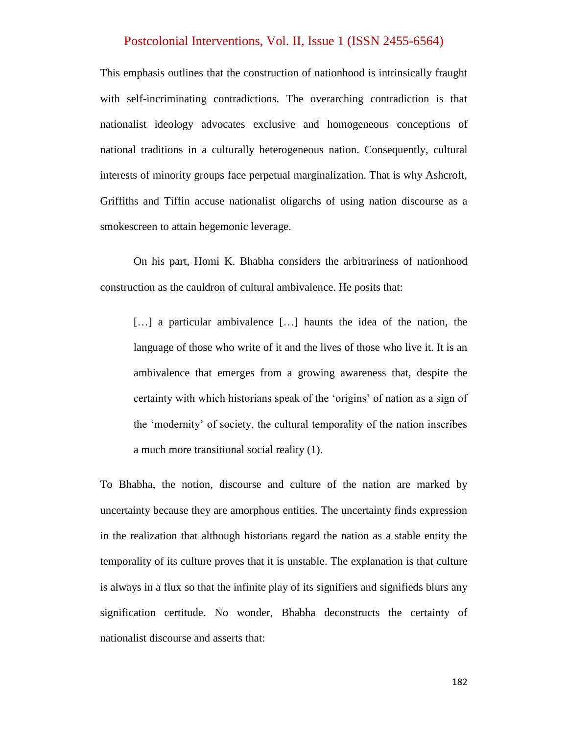This emphasis outlines that the construction of nationhood is intrinsically fraught with self-incriminating contradictions. The overarching contradiction is that nationalist ideology advocates exclusive and homogeneous conceptions of national traditions in a culturally heterogeneous nation. Consequently, cultural interests of minority groups face perpetual marginalization. That is why Ashcroft, Griffiths and Tiffin accuse nationalist oligarchs of using nation discourse as a smokescreen to attain hegemonic leverage.

On his part, Homi K. Bhabha considers the arbitrariness of nationhood construction as the cauldron of cultural ambivalence. He posits that:

> […] a particular ambivalence […] haunts the idea of the nation, the language of those who write of it and the lives of those who live it. It is an ambivalence that emerges from a growing awareness that, despite the certainty with which historians speak of the 'origins' of nation as a sign of the 'modernity' of society, the cultural temporality of the nation inscribes a much more transitional social reality (1).

To Bhabha, the notion, discourse and culture of the nation are marked by uncertainty because they are amorphous entities. The uncertainty finds expression in the realization that although historians regard the nation as a stable entity the temporality of its culture proves that it is unstable. The explanation is that culture is always in a flux so that the infinite play of its signifiers and signifieds blurs any signification certitude. No wonder, Bhabha deconstructs the certainty of nationalist discourse and asserts that: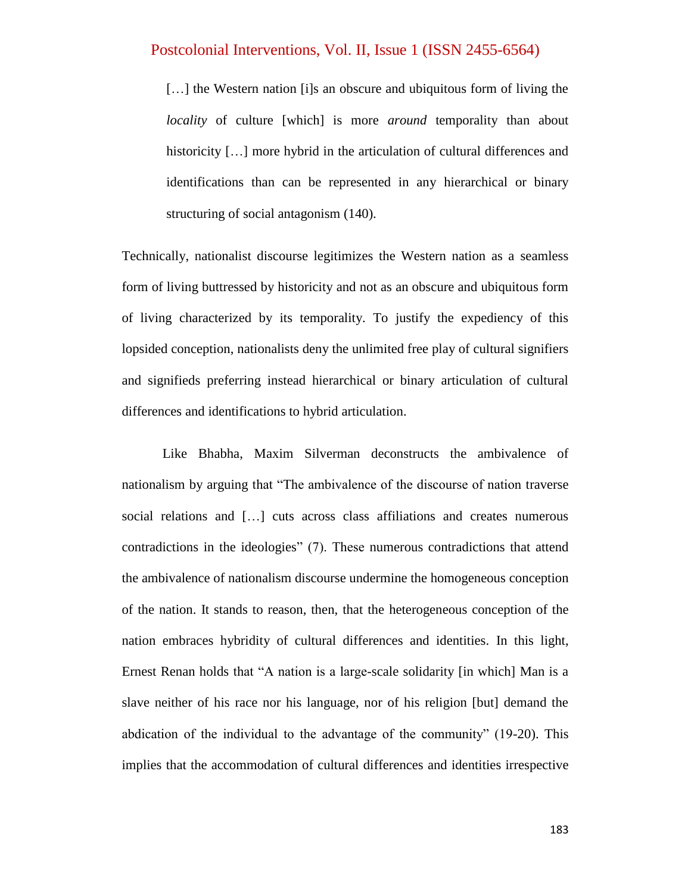> […] the Western nation [i]s an obscure and ubiquitous form of living the *locality* of culture [which] is more *around* temporality than about historicity […] more hybrid in the articulation of cultural differences and identifications than can be represented in any hierarchical or binary structuring of social antagonism (140).

Technically, nationalist discourse legitimizes the Western nation as a seamless form of living buttressed by historicity and not as an obscure and ubiquitous form of living characterized by its temporality. To justify the expediency of this lopsided conception, nationalists deny the unlimited free play of cultural signifiers and signifieds preferring instead hierarchical or binary articulation of cultural differences and identifications to hybrid articulation.

Like Bhabha, Maxim Silverman deconstructs the ambivalence of nationalism by arguing that "The ambivalence of the discourse of nation traverse social relations and […] cuts across class affiliations and creates numerous contradictions in the ideologies" (7). These numerous contradictions that attend the ambivalence of nationalism discourse undermine the homogeneous conception of the nation. It stands to reason, then, that the heterogeneous conception of the nation embraces hybridity of cultural differences and identities. In this light, Ernest Renan holds that "A nation is a large-scale solidarity [in which] Man is a slave neither of his race nor his language, nor of his religion [but] demand the abdication of the individual to the advantage of the community" (19-20). This implies that the accommodation of cultural differences and identities irrespective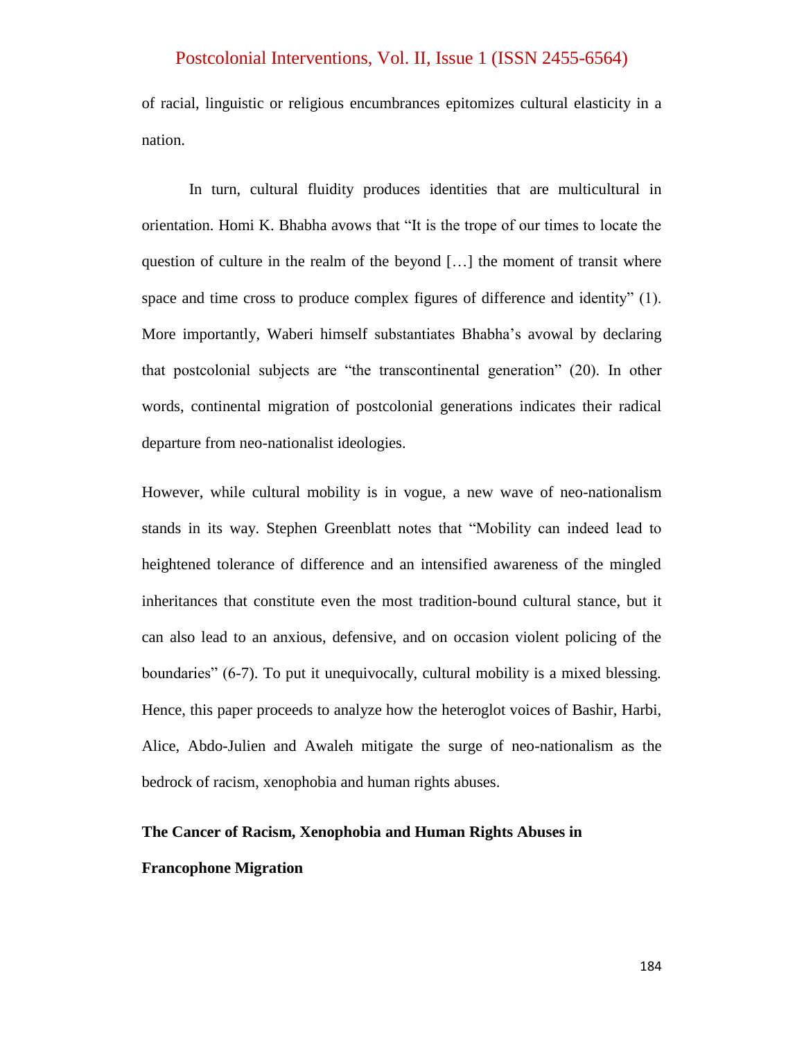of racial, linguistic or religious encumbrances epitomizes cultural elasticity in a nation.

In turn, cultural fluidity produces identities that are multicultural in orientation. Homi K. Bhabha avows that "It is the trope of our times to locate the question of culture in the realm of the beyond […] the moment of transit where space and time cross to produce complex figures of difference and identity" (1). More importantly, Waberi himself substantiates Bhabha's avowal by declaring that postcolonial subjects are "the transcontinental generation" (20). In other words, continental migration of postcolonial generations indicates their radical departure from neo-nationalist ideologies.

However, while cultural mobility is in vogue, a new wave of neo-nationalism stands in its way. Stephen Greenblatt notes that "Mobility can indeed lead to heightened tolerance of difference and an intensified awareness of the mingled inheritances that constitute even the most tradition-bound cultural stance, but it can also lead to an anxious, defensive, and on occasion violent policing of the boundaries" (6-7). To put it unequivocally, cultural mobility is a mixed blessing. Hence, this paper proceeds to analyze how the heteroglot voices of Bashir, Harbi, Alice, Abdo-Julien and Awaleh mitigate the surge of neo-nationalism as the bedrock of racism, xenophobia and human rights abuses.

## The Cancer of Racism, Xenophobia and Human Rights Abuses in Francophone Migration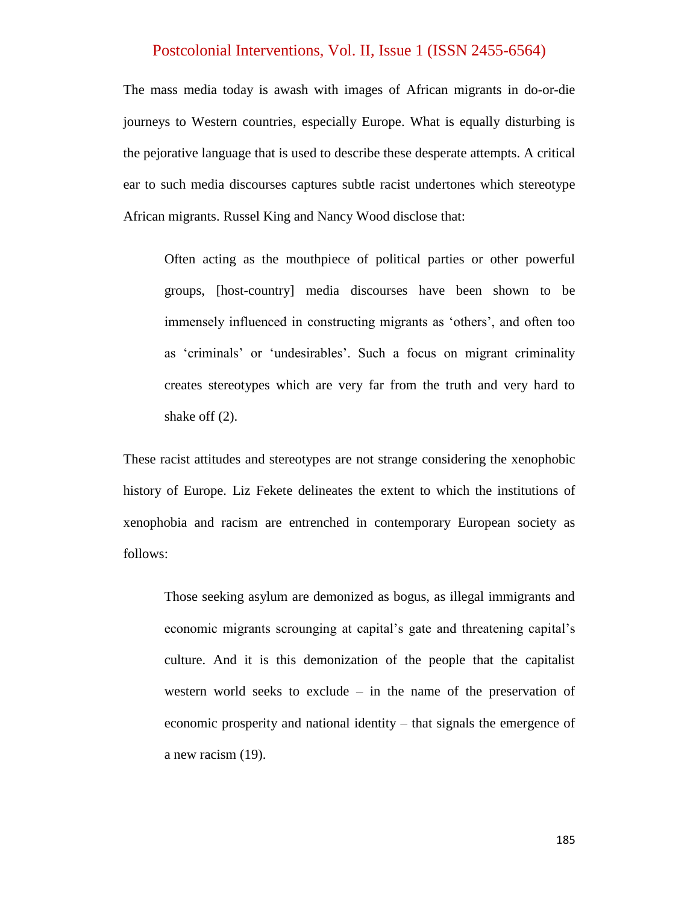The mass media today is awash with images of African migrants in do-or-die journeys to Western countries, especially Europe. What is equally disturbing is the pejorative language that is used to describe these desperate attempts. A critical ear to such media discourses captures subtle racist undertones which stereotype African migrants. Russel King and Nancy Wood disclose that:

> Often acting as the mouthpiece of political parties or other powerful groups, [host-country] media discourses have been shown to be immensely influenced in constructing migrants as 'others', and often too as 'criminals' or 'undesirables'. Such a focus on migrant criminality creates stereotypes which are very far from the truth and very hard to shake off (2).

These racist attitudes and stereotypes are not strange considering the xenophobic history of Europe. Liz Fekete delineates the extent to which the institutions of xenophobia and racism are entrenched in contemporary European society as follows:

> Those seeking asylum are demonized as bogus, as illegal immigrants and economic migrants scrounging at capital's gate and threatening capital's culture. And it is this demonization of the people that the capitalist western world seeks to exclude – in the name of the preservation of economic prosperity and national identity – that signals the emergence of a new racism (19).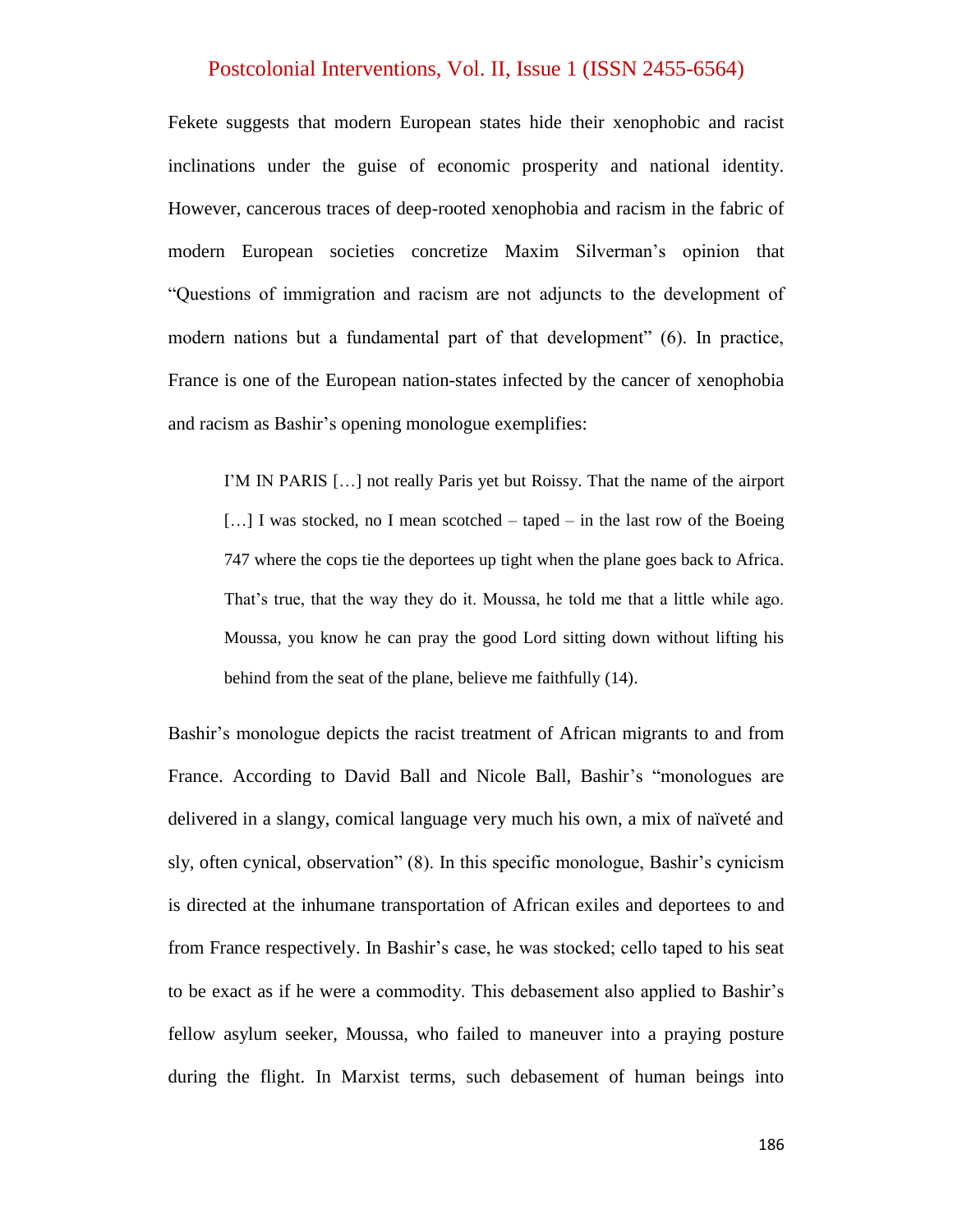Fekete suggests that modern European states hide their xenophobic and racist inclinations under the guise of economic prosperity and national identity. However, cancerous traces of deep-rooted xenophobia and racism in the fabric of modern European societies concretize Maxim Silverman's opinion that "Questions of immigration and racism are not adjuncts to the development of modern nations but a fundamental part of that development" (6). In practice, France is one of the European nation-states infected by the cancer of xenophobia and racism as Bashir's opening monologue exemplifies:

> I'M IN PARIS […] not really Paris yet but Roissy. That the name of the airport […] I was stocked, no I mean scotched – taped – in the last row of the Boeing 747 where the cops tie the deportees up tight when the plane goes back to Africa. That's true, that the way they do it. Moussa, he told me that a little while ago. Moussa, you know he can pray the good Lord sitting down without lifting his behind from the seat of the plane, believe me faithfully (14).

Bashir's monologue depicts the racist treatment of African migrants to and from France. According to David Ball and Nicole Ball, Bashir's "monologues are delivered in a slangy, comical language very much his own, a mix of naïveté and sly, often cynical, observation" (8). In this specific monologue, Bashir's cynicism is directed at the inhumane transportation of African exiles and deportees to and from France respectively. In Bashir's case, he was stocked; cello taped to his seat to be exact as if he were a commodity. This debasement also applied to Bashir's fellow asylum seeker, Moussa, who failed to maneuver into a praying posture during the flight. In Marxist terms, such debasement of human beings into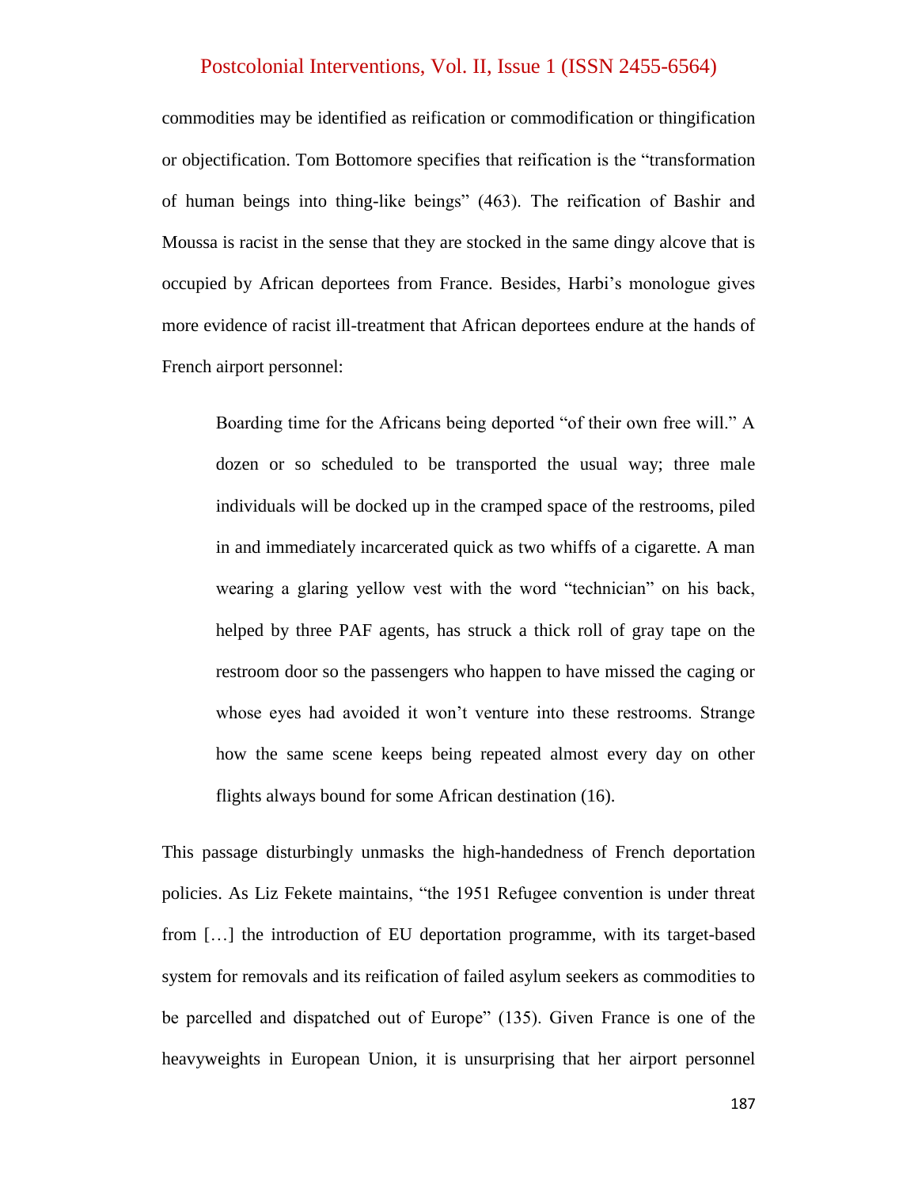commodities may be identified as reification or commodification or thingification or objectification. Tom Bottomore specifies that reification is the "transformation of human beings into thing-like beings" (463). The reification of Bashir and Moussa is racist in the sense that they are stocked in the same dingy alcove that is occupied by African deportees from France. Besides, Harbi's monologue gives more evidence of racist ill-treatment that African deportees endure at the hands of French airport personnel:

> Boarding time for the Africans being deported "of their own free will." A dozen or so scheduled to be transported the usual way; three male individuals will be docked up in the cramped space of the restrooms, piled in and immediately incarcerated quick as two whiffs of a cigarette. A man wearing a glaring yellow vest with the word "technician" on his back, helped by three PAF agents, has struck a thick roll of gray tape on the restroom door so the passengers who happen to have missed the caging or whose eyes had avoided it won't venture into these restrooms. Strange how the same scene keeps being repeated almost every day on other flights always bound for some African destination (16).

This passage disturbingly unmasks the high-handedness of French deportation policies. As Liz Fekete maintains, "the 1951 Refugee convention is under threat from […] the introduction of EU deportation programme, with its target-based system for removals and its reification of failed asylum seekers as commodities to be parcelled and dispatched out of Europe" (135). Given France is one of the heavyweights in European Union, it is unsurprising that her airport personnel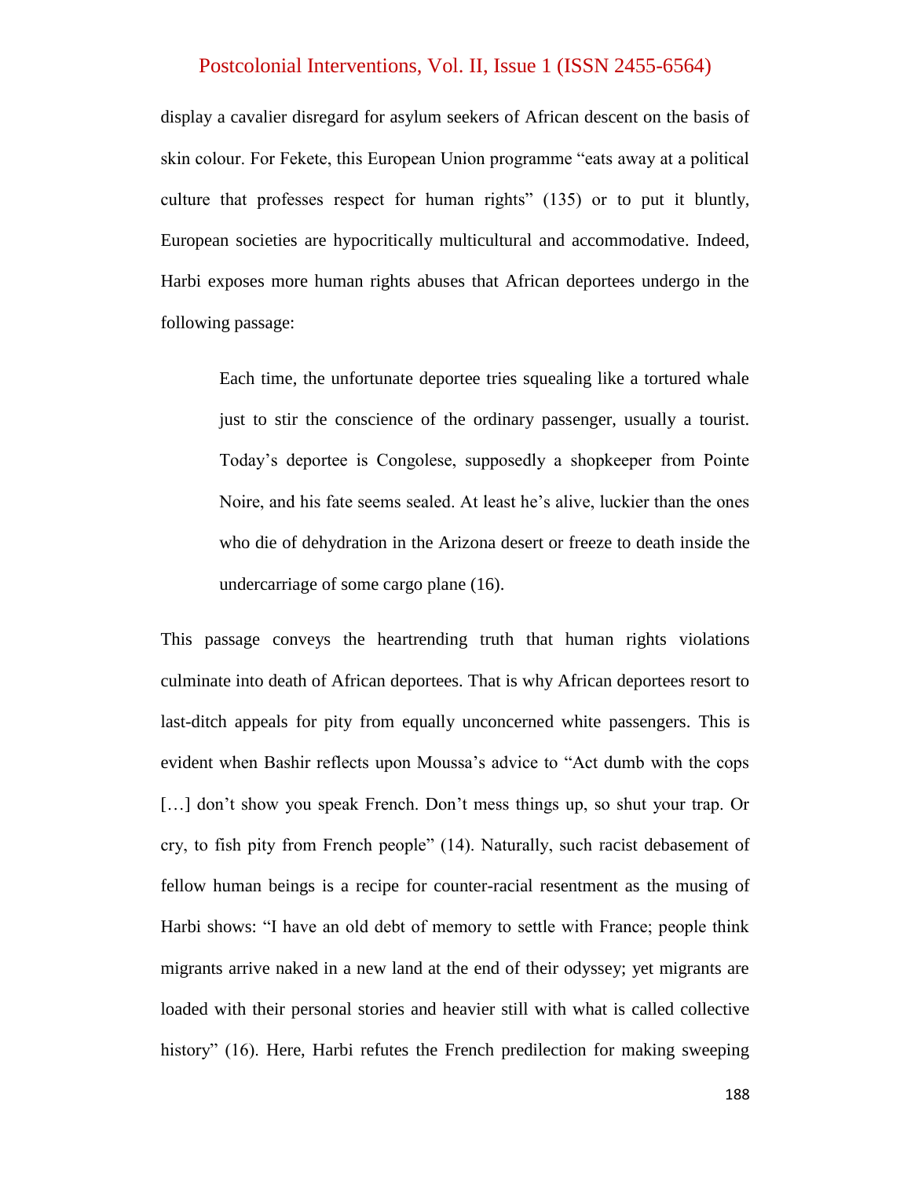display a cavalier disregard for asylum seekers of African descent on the basis of skin colour. For Fekete, this European Union programme "eats away at a political culture that professes respect for human rights" (135) or to put it bluntly, European societies are hypocritically multicultural and accommodative. Indeed, Harbi exposes more human rights abuses that African deportees undergo in the following passage:

> Each time, the unfortunate deportee tries squealing like a tortured whale just to stir the conscience of the ordinary passenger, usually a tourist. Today's deportee is Congolese, supposedly a shopkeeper from Pointe Noire, and his fate seems sealed. At least he's alive, luckier than the ones who die of dehydration in the Arizona desert or freeze to death inside the undercarriage of some cargo plane (16).

This passage conveys the heartrending truth that human rights violations culminate into death of African deportees. That is why African deportees resort to last-ditch appeals for pity from equally unconcerned white passengers. This is evident when Bashir reflects upon Moussa's advice to "Act dumb with the cops […] don't show you speak French. Don't mess things up, so shut your trap. Or cry, to fish pity from French people" (14). Naturally, such racist debasement of fellow human beings is a recipe for counter-racial resentment as the musing of Harbi shows: "I have an old debt of memory to settle with France; people think migrants arrive naked in a new land at the end of their odyssey; yet migrants are loaded with their personal stories and heavier still with what is called collective history" (16). Here, Harbi refutes the French predilection for making sweeping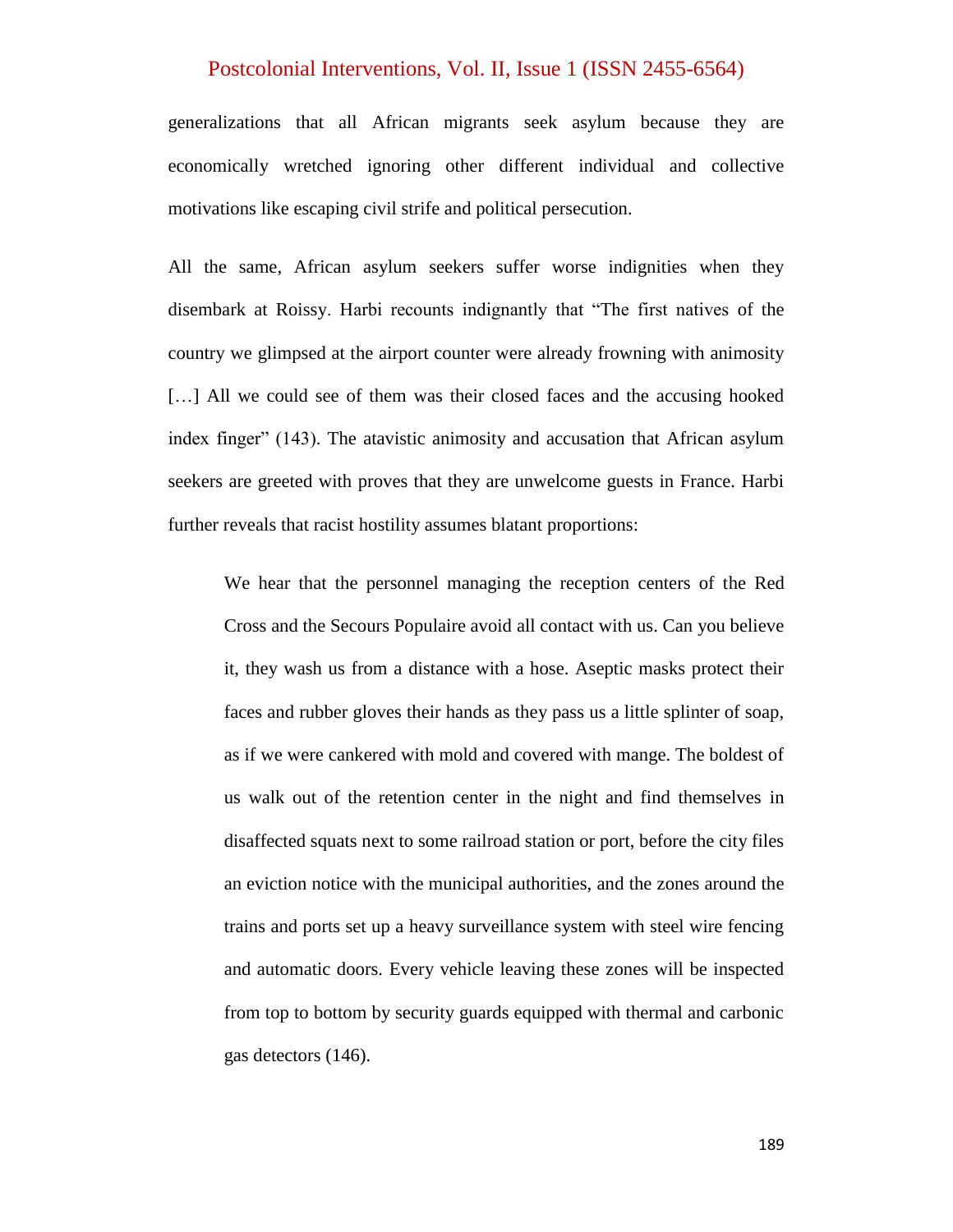generalizations that all African migrants seek asylum because they are economically wretched ignoring other different individual and collective motivations like escaping civil strife and political persecution.

All the same, African asylum seekers suffer worse indignities when they disembark at Roissy. Harbi recounts indignantly that "The first natives of the country we glimpsed at the airport counter were already frowning with animosity […] All we could see of them was their closed faces and the accusing hooked index finger" (143). The atavistic animosity and accusation that African asylum seekers are greeted with proves that they are unwelcome guests in France. Harbi further reveals that racist hostility assumes blatant proportions:

> We hear that the personnel managing the reception centers of the Red Cross and the Secours Populaire avoid all contact with us. Can you believe it, they wash us from a distance with a hose. Aseptic masks protect their faces and rubber gloves their hands as they pass us a little splinter of soap, as if we were cankered with mold and covered with mange. The boldest of us walk out of the retention center in the night and find themselves in disaffected squats next to some railroad station or port, before the city files an eviction notice with the municipal authorities, and the zones around the trains and ports set up a heavy surveillance system with steel wire fencing and automatic doors. Every vehicle leaving these zones will be inspected from top to bottom by security guards equipped with thermal and carbonic gas detectors (146).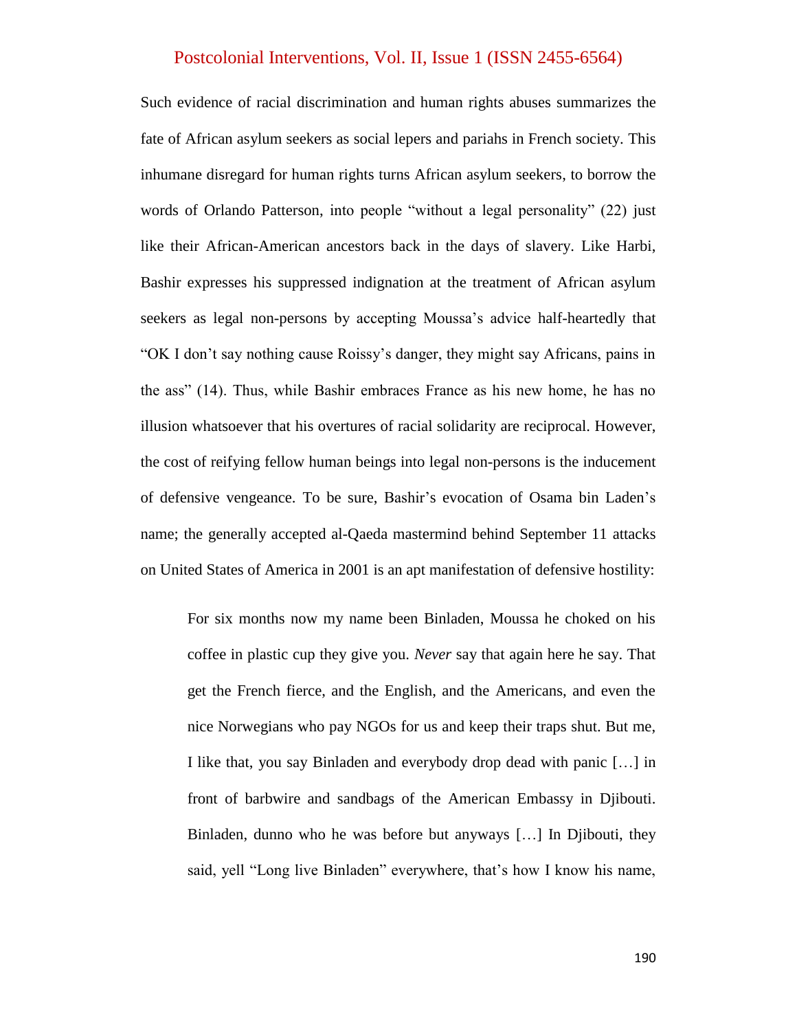Such evidence of racial discrimination and human rights abuses summarizes the fate of African asylum seekers as social lepers and pariahs in French society. This inhumane disregard for human rights turns African asylum seekers, to borrow the words of Orlando Patterson, into people "without a legal personality" (22) just like their African-American ancestors back in the days of slavery. Like Harbi, Bashir expresses his suppressed indignation at the treatment of African asylum seekers as legal non-persons by accepting Moussa's advice half-heartedly that "OK I don't say nothing cause Roissy's danger, they might say Africans, pains in the ass" (14). Thus, while Bashir embraces France as his new home, he has no illusion whatsoever that his overtures of racial solidarity are reciprocal. However, the cost of reifying fellow human beings into legal non-persons is the inducement of defensive vengeance. To be sure, Bashir's evocation of Osama bin Laden's name; the generally accepted al-Qaeda mastermind behind September 11 attacks on United States of America in 2001 is an apt manifestation of defensive hostility:

> For six months now my name been Binladen, Moussa he choked on his coffee in plastic cup they give you. *Never* say that again here he say. That get the French fierce, and the English, and the Americans, and even the nice Norwegians who pay NGOs for us and keep their traps shut. But me, I like that, you say Binladen and everybody drop dead with panic […] in front of barbwire and sandbags of the American Embassy in Djibouti. Binladen, dunno who he was before but anyways […] In Djibouti, they said, yell "Long live Binladen" everywhere, that's how I know his name,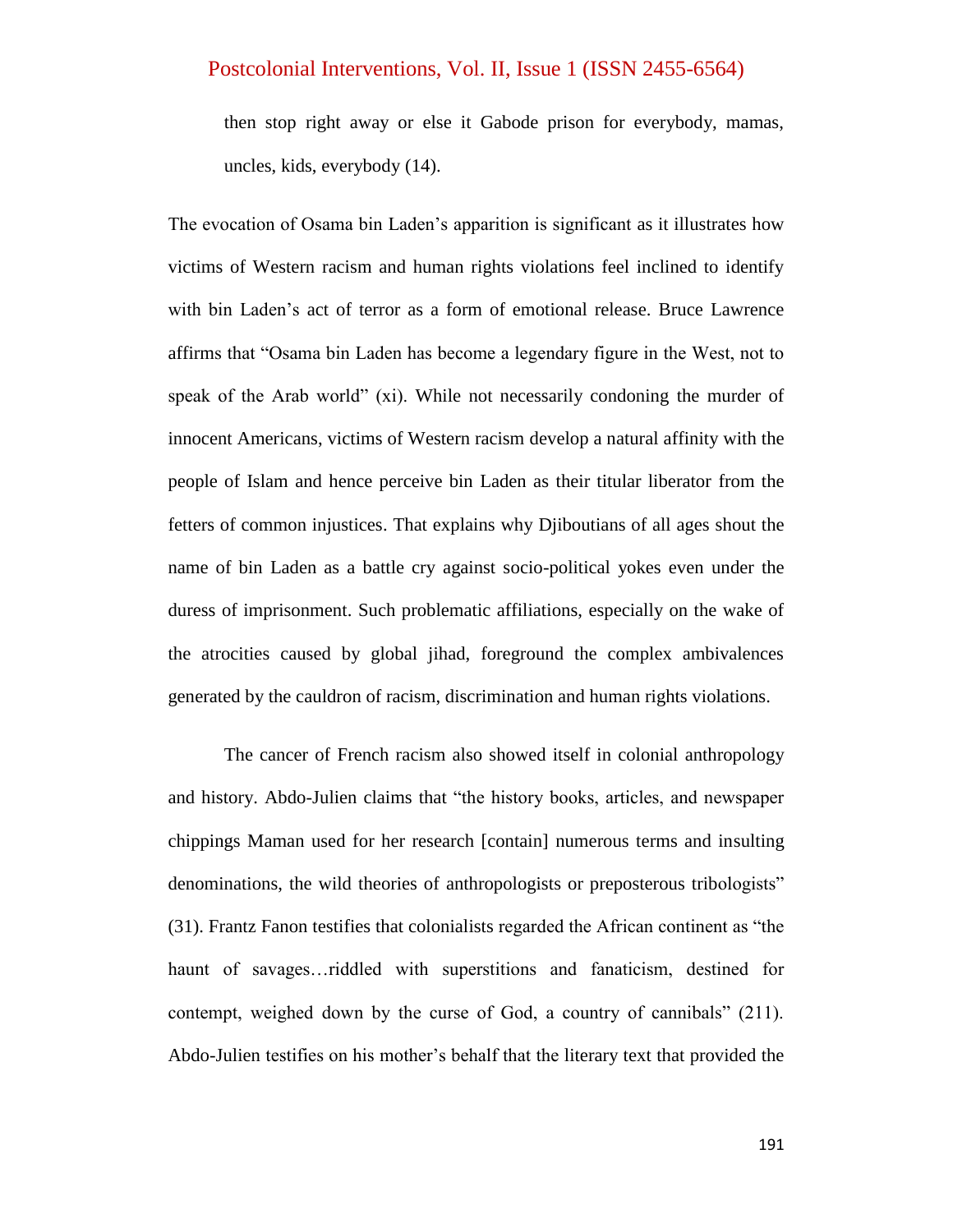> then stop right away or else it Gabode prison for everybody, mamas, uncles, kids, everybody (14).

The evocation of Osama bin Laden's apparition is significant as it illustrates how victims of Western racism and human rights violations feel inclined to identify with bin Laden's act of terror as a form of emotional release. Bruce Lawrence affirms that "Osama bin Laden has become a legendary figure in the West, not to speak of the Arab world" (xi). While not necessarily condoning the murder of innocent Americans, victims of Western racism develop a natural affinity with the people of Islam and hence perceive bin Laden as their titular liberator from the fetters of common injustices. That explains why Djiboutians of all ages shout the name of bin Laden as a battle cry against socio-political yokes even under the duress of imprisonment. Such problematic affiliations, especially on the wake of the atrocities caused by global jihad, foreground the complex ambivalences generated by the cauldron of racism, discrimination and human rights violations.

The cancer of French racism also showed itself in colonial anthropology and history. Abdo-Julien claims that "the history books, articles, and newspaper chippings Maman used for her research [contain] numerous terms and insulting denominations, the wild theories of anthropologists or preposterous tribologists" (31). Frantz Fanon testifies that colonialists regarded the African continent as "the haunt of savages…riddled with superstitions and fanaticism, destined for contempt, weighed down by the curse of God, a country of cannibals" (211). Abdo-Julien testifies on his mother's behalf that the literary text that provided the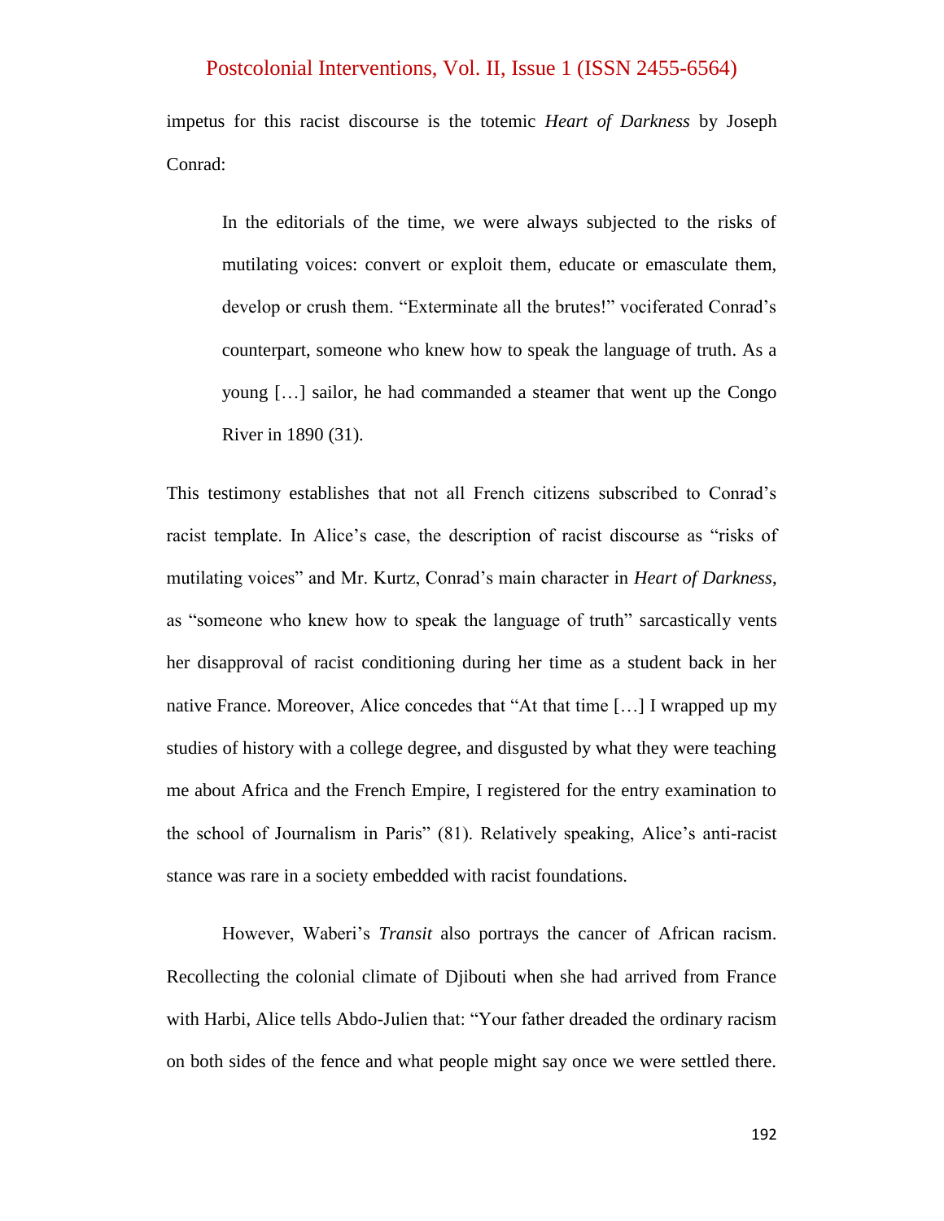impetus for this racist discourse is the totemic *Heart of Darkness* by Joseph Conrad:

> In the editorials of the time, we were always subjected to the risks of mutilating voices: convert or exploit them, educate or emasculate them, develop or crush them. "Exterminate all the brutes!" vociferated Conrad's counterpart, someone who knew how to speak the language of truth. As a young […] sailor, he had commanded a steamer that went up the Congo River in 1890 (31).

This testimony establishes that not all French citizens subscribed to Conrad's racist template. In Alice's case, the description of racist discourse as "risks of mutilating voices" and Mr. Kurtz, Conrad's main character in *Heart of Darkness,* as "someone who knew how to speak the language of truth" sarcastically vents her disapproval of racist conditioning during her time as a student back in her native France. Moreover, Alice concedes that "At that time […] I wrapped up my studies of history with a college degree, and disgusted by what they were teaching me about Africa and the French Empire, I registered for the entry examination to the school of Journalism in Paris" (81). Relatively speaking, Alice's anti-racist stance was rare in a society embedded with racist foundations.

However, Waberi's *Transit* also portrays the cancer of African racism. Recollecting the colonial climate of Djibouti when she had arrived from France with Harbi, Alice tells Abdo-Julien that: "Your father dreaded the ordinary racism on both sides of the fence and what people might say once we were settled there.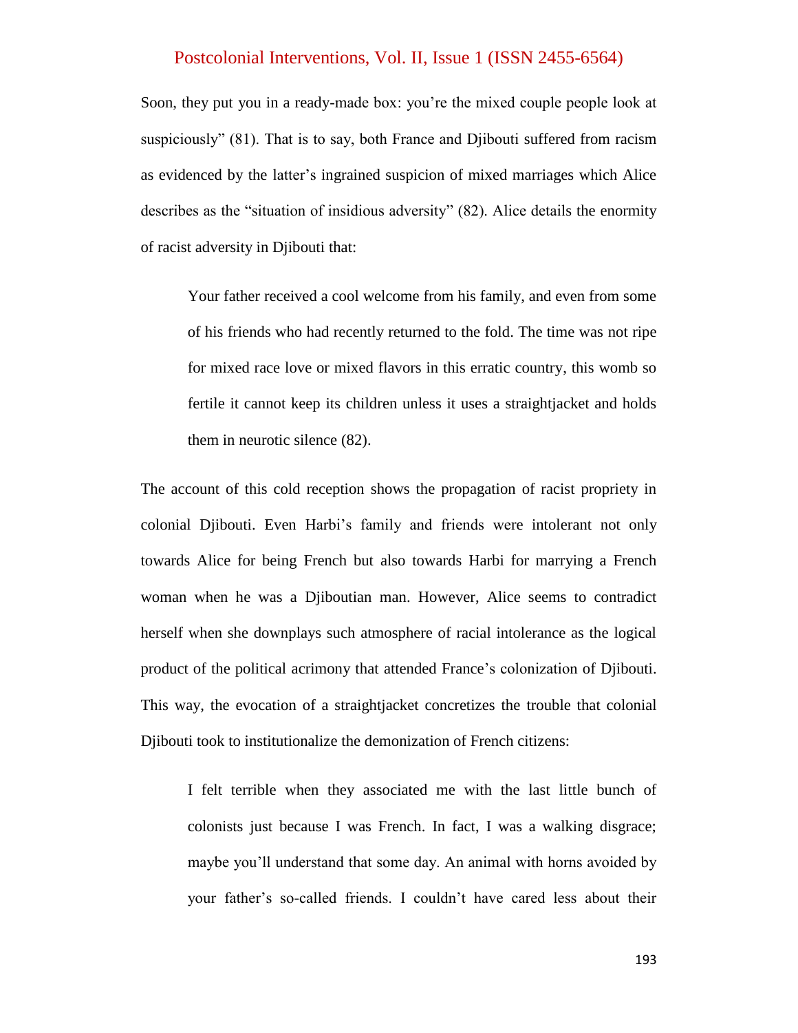Soon, they put you in a ready-made box: you're the mixed couple people look at suspiciously" (81). That is to say, both France and Djibouti suffered from racism as evidenced by the latter's ingrained suspicion of mixed marriages which Alice describes as the "situation of insidious adversity" (82). Alice details the enormity of racist adversity in Djibouti that:

> Your father received a cool welcome from his family, and even from some of his friends who had recently returned to the fold. The time was not ripe for mixed race love or mixed flavors in this erratic country, this womb so fertile it cannot keep its children unless it uses a straightjacket and holds them in neurotic silence (82).

The account of this cold reception shows the propagation of racist propriety in colonial Djibouti. Even Harbi's family and friends were intolerant not only towards Alice for being French but also towards Harbi for marrying a French woman when he was a Djiboutian man. However, Alice seems to contradict herself when she downplays such atmosphere of racial intolerance as the logical product of the political acrimony that attended France's colonization of Djibouti. This way, the evocation of a straightjacket concretizes the trouble that colonial Djibouti took to institutionalize the demonization of French citizens:

> I felt terrible when they associated me with the last little bunch of colonists just because I was French. In fact, I was a walking disgrace; maybe you'll understand that some day. An animal with horns avoided by your father's so-called friends. I couldn't have cared less about their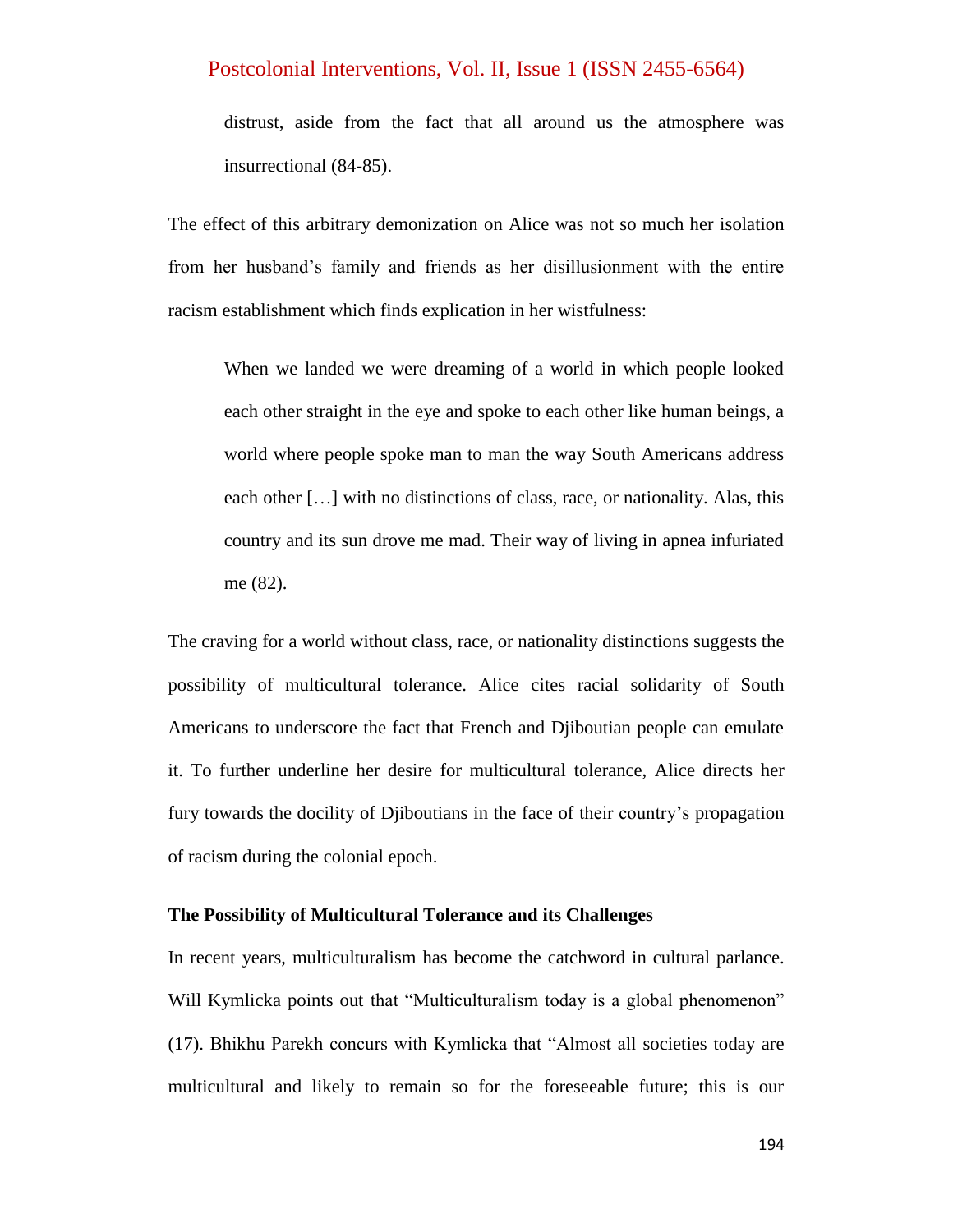> distrust, aside from the fact that all around us the atmosphere was insurrectional (84-85).

The effect of this arbitrary demonization on Alice was not so much her isolation from her husband's family and friends as her disillusionment with the entire racism establishment which finds explication in her wistfulness:

> When we landed we were dreaming of a world in which people looked each other straight in the eye and spoke to each other like human beings, a world where people spoke man to man the way South Americans address each other […] with no distinctions of class, race, or nationality. Alas, this country and its sun drove me mad. Their way of living in apnea infuriated me (82).

The craving for a world without class, race, or nationality distinctions suggests the possibility of multicultural tolerance. Alice cites racial solidarity of South Americans to underscore the fact that French and Djiboutian people can emulate it. To further underline her desire for multicultural tolerance, Alice directs her fury towards the docility of Djiboutians in the face of their country's propagation of racism during the colonial epoch.

### The Possibility of Multicultural Tolerance and its Challenges

In recent years, multiculturalism has become the catchword in cultural parlance. Will Kymlicka points out that "Multiculturalism today is a global phenomenon" (17). Bhikhu Parekh concurs with Kymlicka that "Almost all societies today are multicultural and likely to remain so for the foreseeable future; this is our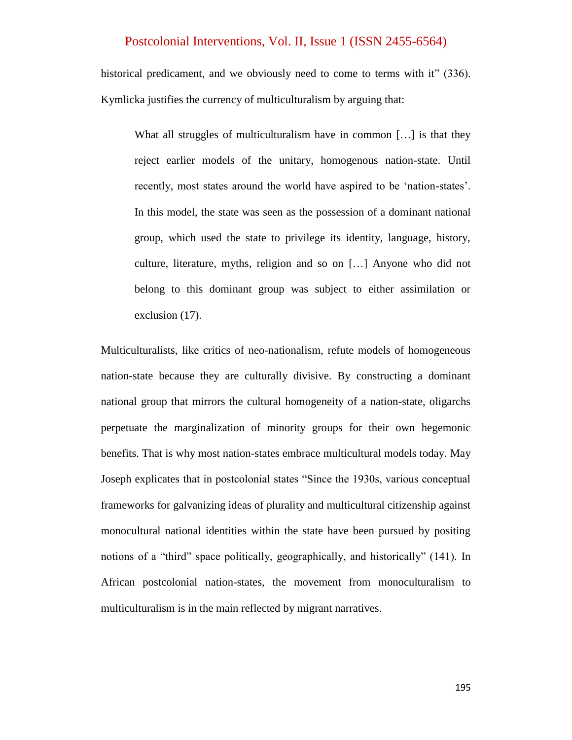historical predicament, and we obviously need to come to terms with it" (336). Kymlicka justifies the currency of multiculturalism by arguing that:

> What all struggles of multiculturalism have in common […] is that they reject earlier models of the unitary, homogenous nation-state. Until recently, most states around the world have aspired to be 'nation-states'. In this model, the state was seen as the possession of a dominant national group, which used the state to privilege its identity, language, history, culture, literature, myths, religion and so on […] Anyone who did not belong to this dominant group was subject to either assimilation or exclusion (17).

Multiculturalists, like critics of neo-nationalism, refute models of homogeneous nation-state because they are culturally divisive. By constructing a dominant national group that mirrors the cultural homogeneity of a nation-state, oligarchs perpetuate the marginalization of minority groups for their own hegemonic benefits. That is why most nation-states embrace multicultural models today. May Joseph explicates that in postcolonial states "Since the 1930s, various conceptual frameworks for galvanizing ideas of plurality and multicultural citizenship against monocultural national identities within the state have been pursued by positing notions of a "third" space politically, geographically, and historically" (141). In African postcolonial nation-states, the movement from monoculturalism to multiculturalism is in the main reflected by migrant narratives.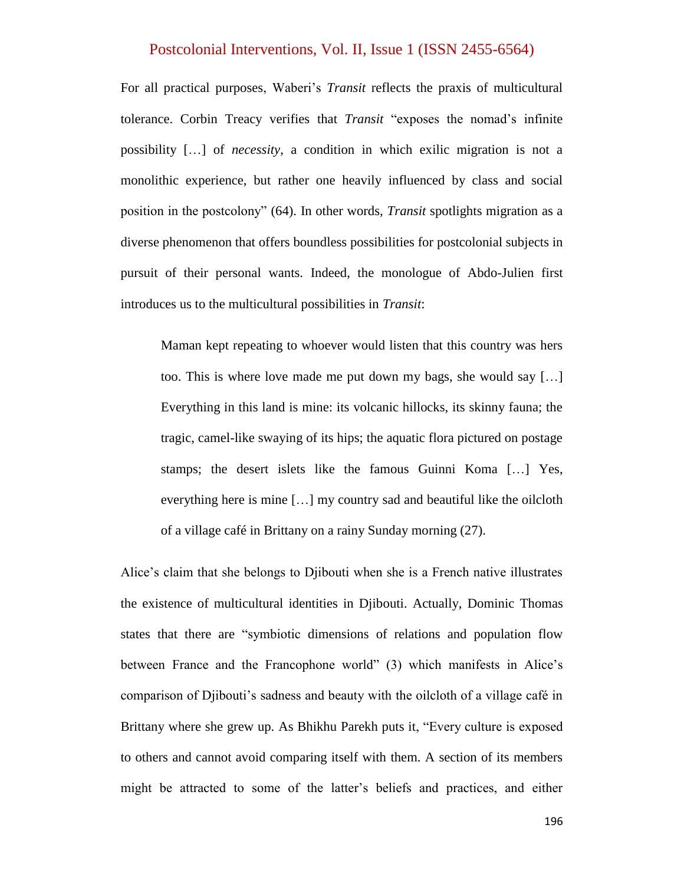For all practical purposes, Waberi's *Transit* reflects the praxis of multicultural tolerance. Corbin Treacy verifies that *Transit* "exposes the nomad's infinite possibility […] of *necessity*, a condition in which exilic migration is not a monolithic experience, but rather one heavily influenced by class and social position in the postcolony" (64). In other words, *Transit* spotlights migration as a diverse phenomenon that offers boundless possibilities for postcolonial subjects in pursuit of their personal wants. Indeed, the monologue of Abdo-Julien first introduces us to the multicultural possibilities in *Transit*:

> Maman kept repeating to whoever would listen that this country was hers too. This is where love made me put down my bags, she would say […] Everything in this land is mine: its volcanic hillocks, its skinny fauna; the tragic, camel-like swaying of its hips; the aquatic flora pictured on postage stamps; the desert islets like the famous Guinni Koma […] Yes, everything here is mine […] my country sad and beautiful like the oilcloth of a village café in Brittany on a rainy Sunday morning (27).

Alice's claim that she belongs to Djibouti when she is a French native illustrates the existence of multicultural identities in Djibouti. Actually, Dominic Thomas states that there are "symbiotic dimensions of relations and population flow between France and the Francophone world" (3) which manifests in Alice's comparison of Djibouti's sadness and beauty with the oilcloth of a village café in Brittany where she grew up. As Bhikhu Parekh puts it, "Every culture is exposed to others and cannot avoid comparing itself with them. A section of its members might be attracted to some of the latter's beliefs and practices, and either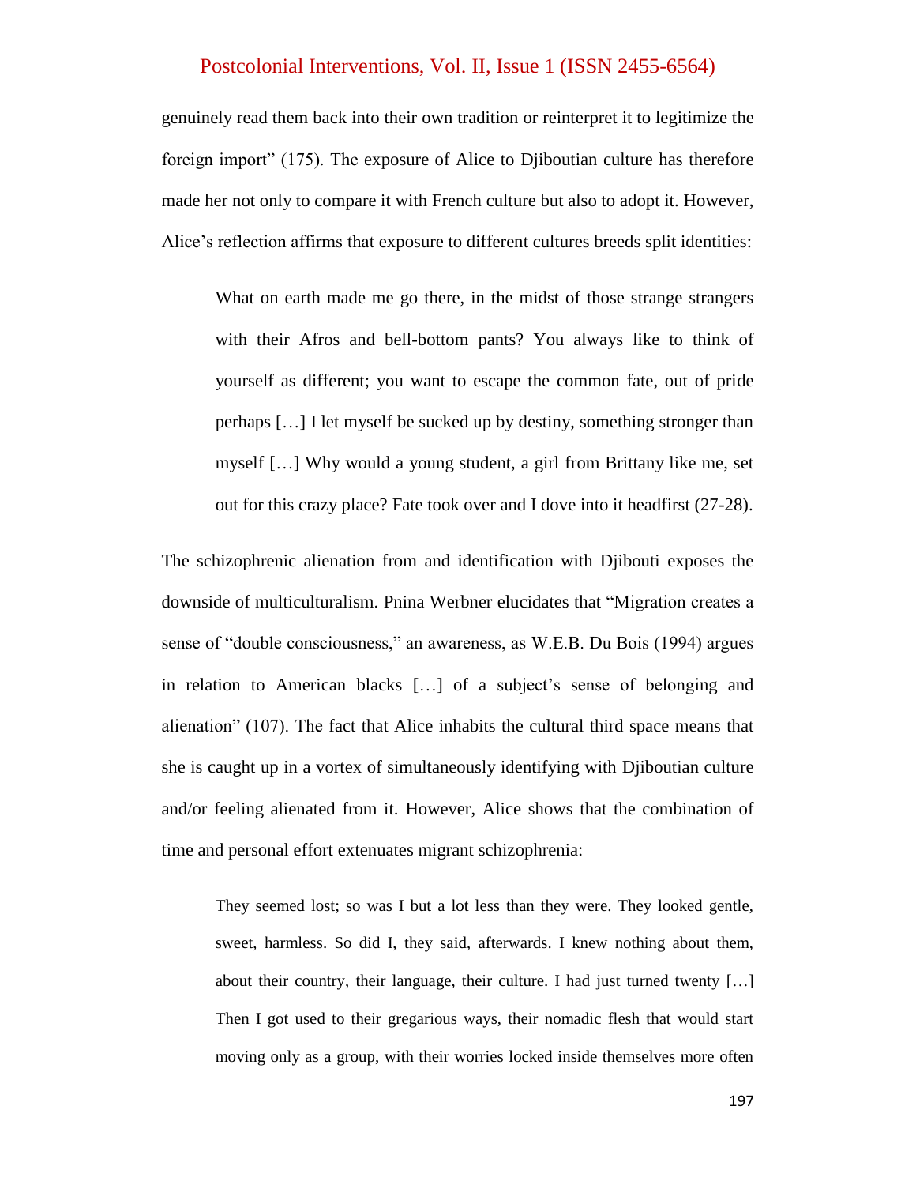genuinely read them back into their own tradition or reinterpret it to legitimize the foreign import" (175). The exposure of Alice to Djiboutian culture has therefore made her not only to compare it with French culture but also to adopt it. However, Alice's reflection affirms that exposure to different cultures breeds split identities:

> What on earth made me go there, in the midst of those strange strangers with their Afros and bell-bottom pants? You always like to think of yourself as different; you want to escape the common fate, out of pride perhaps […] I let myself be sucked up by destiny, something stronger than myself […] Why would a young student, a girl from Brittany like me, set out for this crazy place? Fate took over and I dove into it headfirst (27-28).

The schizophrenic alienation from and identification with Djibouti exposes the downside of multiculturalism. Pnina Werbner elucidates that "Migration creates a sense of "double consciousness," an awareness, as W.E.B. Du Bois (1994) argues in relation to American blacks […] of a subject's sense of belonging and alienation" (107). The fact that Alice inhabits the cultural third space means that she is caught up in a vortex of simultaneously identifying with Djiboutian culture and/or feeling alienated from it. However, Alice shows that the combination of time and personal effort extenuates migrant schizophrenia:

> They seemed lost; so was I but a lot less than they were. They looked gentle, sweet, harmless. So did I, they said, afterwards. I knew nothing about them, about their country, their language, their culture. I had just turned twenty […] Then I got used to their gregarious ways, their nomadic flesh that would start moving only as a group, with their worries locked inside themselves more often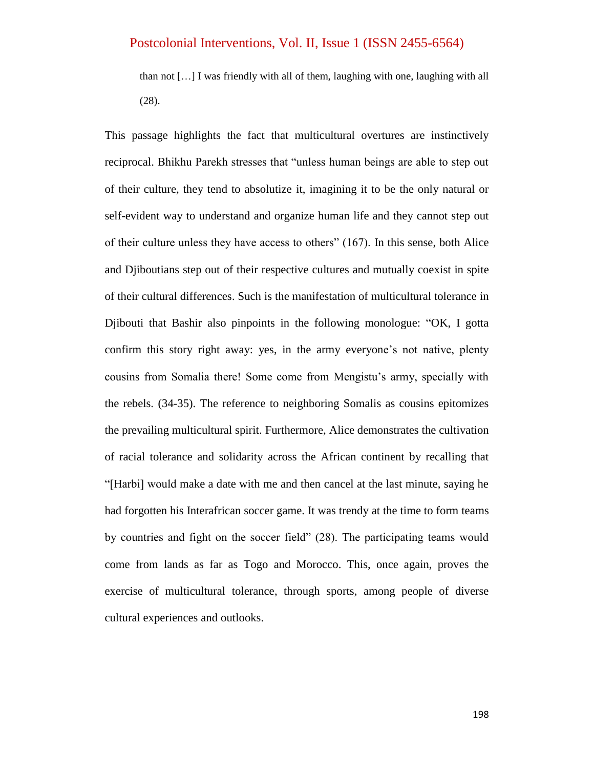> than not […] I was friendly with all of them, laughing with one, laughing with all (28).

This passage highlights the fact that multicultural overtures are instinctively reciprocal. Bhikhu Parekh stresses that "unless human beings are able to step out of their culture, they tend to absolutize it, imagining it to be the only natural or self-evident way to understand and organize human life and they cannot step out of their culture unless they have access to others" (167). In this sense, both Alice and Djiboutians step out of their respective cultures and mutually coexist in spite of their cultural differences. Such is the manifestation of multicultural tolerance in Djibouti that Bashir also pinpoints in the following monologue: "OK, I gotta confirm this story right away: yes, in the army everyone's not native, plenty cousins from Somalia there! Some come from Mengistu's army, specially with the rebels. (34-35). The reference to neighboring Somalis as cousins epitomizes the prevailing multicultural spirit. Furthermore, Alice demonstrates the cultivation of racial tolerance and solidarity across the African continent by recalling that "[Harbi] would make a date with me and then cancel at the last minute, saying he had forgotten his Interafrican soccer game. It was trendy at the time to form teams by countries and fight on the soccer field" (28). The participating teams would come from lands as far as Togo and Morocco. This, once again, proves the exercise of multicultural tolerance, through sports, among people of diverse cultural experiences and outlooks.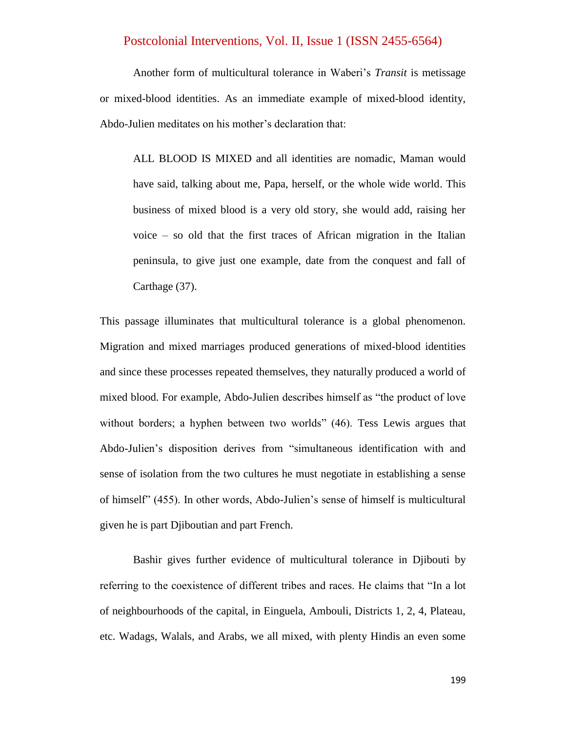Another form of multicultural tolerance in Waberi's *Transit* is metissage or mixed-blood identities. As an immediate example of mixed-blood identity, Abdo-Julien meditates on his mother's declaration that:

> ALL BLOOD IS MIXED and all identities are nomadic, Maman would have said, talking about me, Papa, herself, or the whole wide world. This business of mixed blood is a very old story, she would add, raising her voice – so old that the first traces of African migration in the Italian peninsula, to give just one example, date from the conquest and fall of Carthage (37).

This passage illuminates that multicultural tolerance is a global phenomenon. Migration and mixed marriages produced generations of mixed-blood identities and since these processes repeated themselves, they naturally produced a world of mixed blood. For example, Abdo-Julien describes himself as "the product of love without borders; a hyphen between two worlds" (46). Tess Lewis argues that Abdo-Julien's disposition derives from "simultaneous identification with and sense of isolation from the two cultures he must negotiate in establishing a sense of himself" (455). In other words, Abdo-Julien's sense of himself is multicultural given he is part Djiboutian and part French.

Bashir gives further evidence of multicultural tolerance in Djibouti by referring to the coexistence of different tribes and races. He claims that "In a lot of neighbourhoods of the capital, in Einguela, Ambouli, Districts 1, 2, 4, Plateau, etc. Wadags, Walals, and Arabs, we all mixed, with plenty Hindis an even some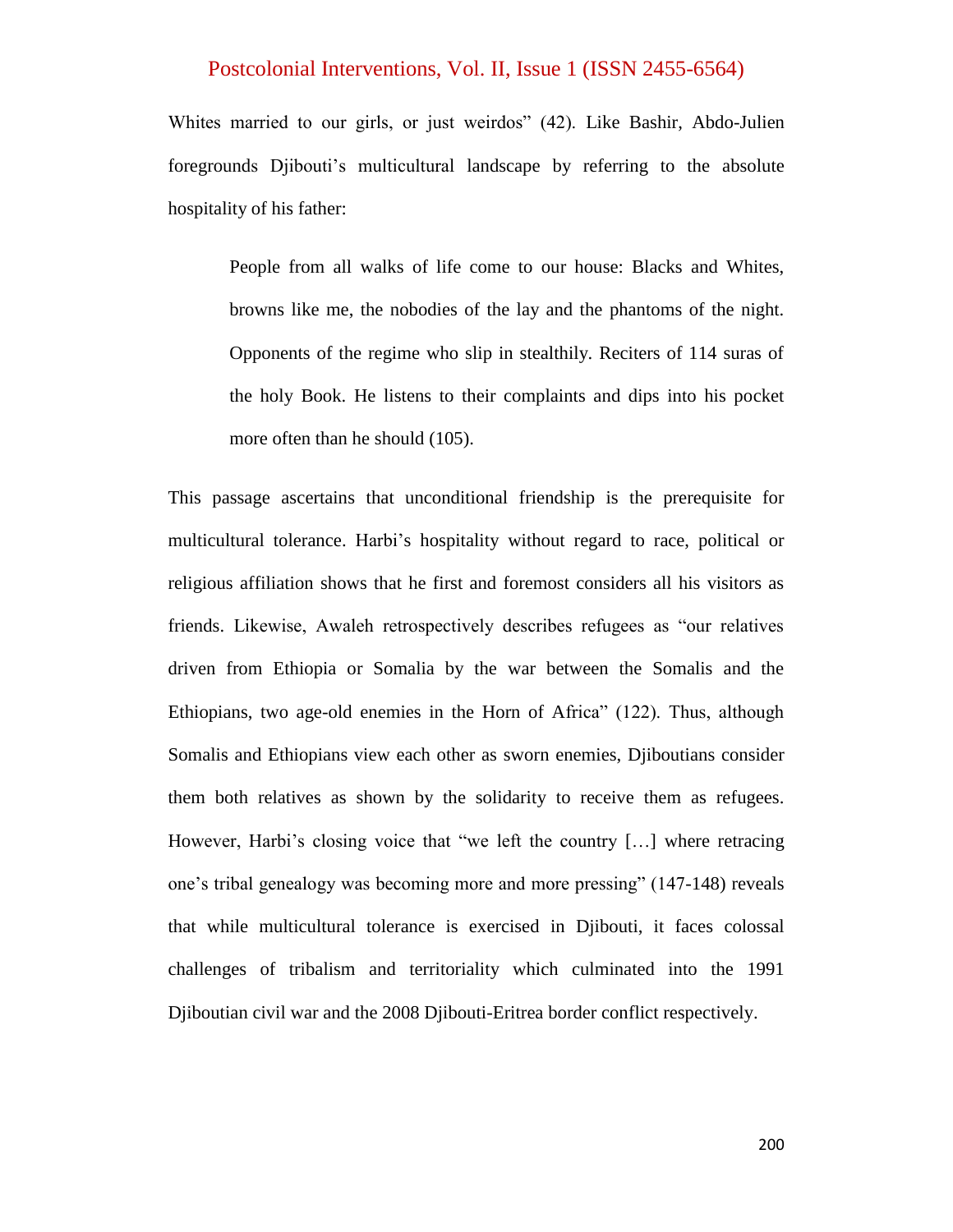Whites married to our girls, or just weirdos" (42). Like Bashir, Abdo-Julien foregrounds Djibouti's multicultural landscape by referring to the absolute hospitality of his father:

> People from all walks of life come to our house: Blacks and Whites, browns like me, the nobodies of the lay and the phantoms of the night. Opponents of the regime who slip in stealthily. Reciters of 114 suras of the holy Book. He listens to their complaints and dips into his pocket more often than he should (105).

This passage ascertains that unconditional friendship is the prerequisite for multicultural tolerance. Harbi's hospitality without regard to race, political or religious affiliation shows that he first and foremost considers all his visitors as friends. Likewise, Awaleh retrospectively describes refugees as "our relatives driven from Ethiopia or Somalia by the war between the Somalis and the Ethiopians, two age-old enemies in the Horn of Africa" (122). Thus, although Somalis and Ethiopians view each other as sworn enemies, Djiboutians consider them both relatives as shown by the solidarity to receive them as refugees. However, Harbi's closing voice that "we left the country […] where retracing one's tribal genealogy was becoming more and more pressing" (147-148) reveals that while multicultural tolerance is exercised in Djibouti, it faces colossal challenges of tribalism and territoriality which culminated into the 1991 Djiboutian civil war and the 2008 Djibouti-Eritrea border conflict respectively.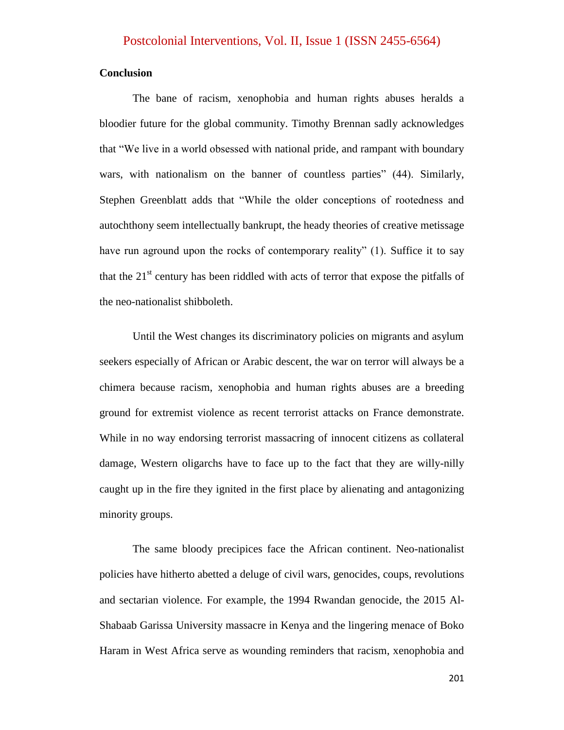**Conclusion**

The bane of racism, xenophobia and human rights abuses heralds a bloodier future for the global community. Timothy Brennan sadly acknowledges that "We live in a world obsessed with national pride, and rampant with boundary wars, with nationalism on the banner of countless parties" (44). Similarly, Stephen Greenblatt adds that "While the older conceptions of rootedness and autochthony seem intellectually bankrupt, the heady theories of creative metissage have run aground upon the rocks of contemporary reality" (1). Suffice it to say that the 21st century has been riddled with acts of terror that expose the pitfalls of the neo-nationalist shibboleth.

Until the West changes its discriminatory policies on migrants and asylum seekers especially of African or Arabic descent, the war on terror will always be a chimera because racism, xenophobia and human rights abuses are a breeding ground for extremist violence as recent terrorist attacks on France demonstrate. While in no way endorsing terrorist massacring of innocent citizens as collateral damage, Western oligarchs have to face up to the fact that they are willy-nilly caught up in the fire they ignited in the first place by alienating and antagonizing minority groups.

The same bloody precipices face the African continent. Neo-nationalist policies have hitherto abetted a deluge of civil wars, genocides, coups, revolutions and sectarian violence. For example, the 1994 Rwandan genocide, the 2015 Al-Shabaab Garissa University massacre in Kenya and the lingering menace of Boko Haram in West Africa serve as wounding reminders that racism, xenophobia and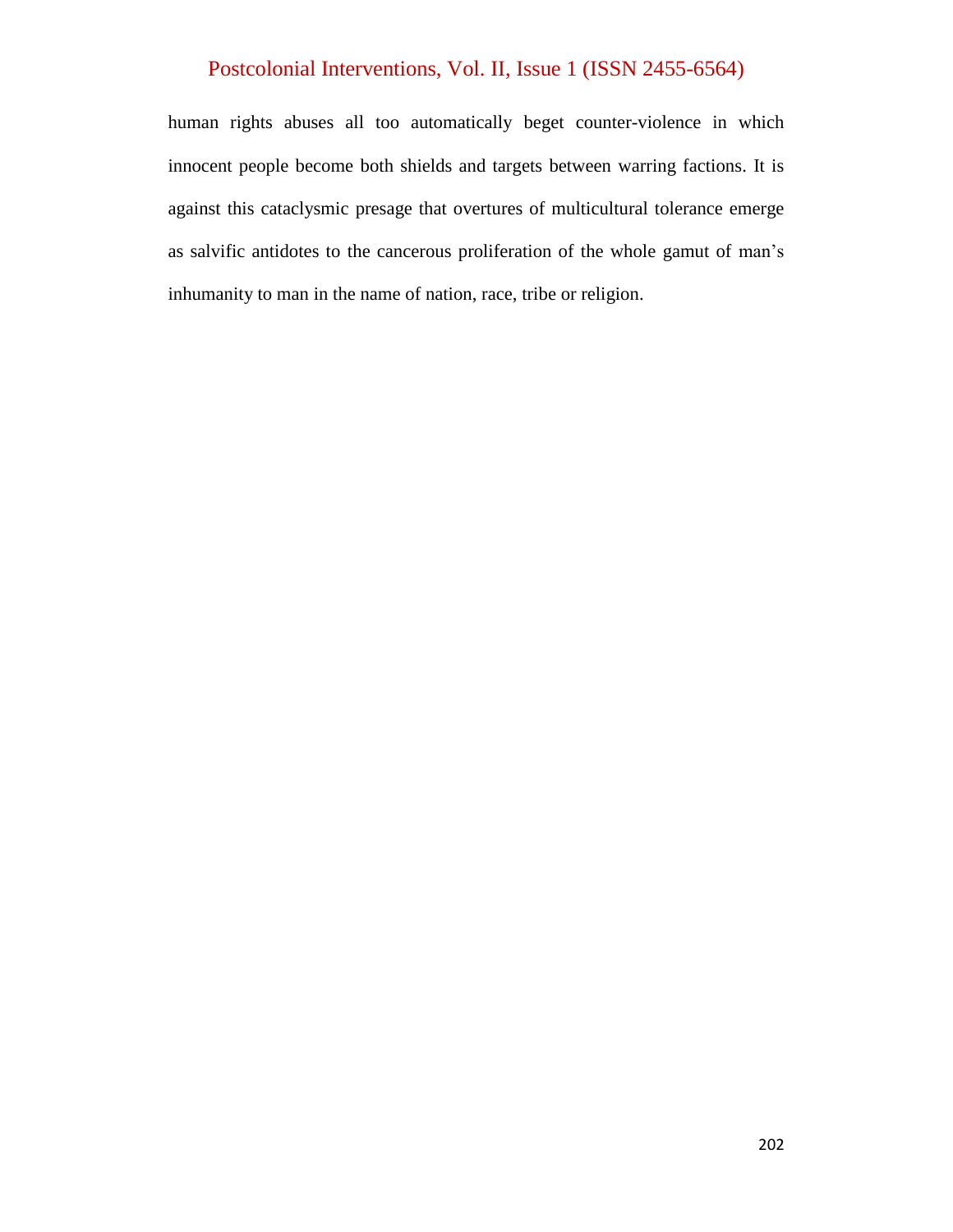human rights abuses all too automatically beget counter-violence in which innocent people become both shields and targets between warring factions. It is against this cataclysmic presage that overtures of multicultural tolerance emerge as salvific antidotes to the cancerous proliferation of the whole gamut of man's inhumanity to man in the name of nation, race, tribe or religion.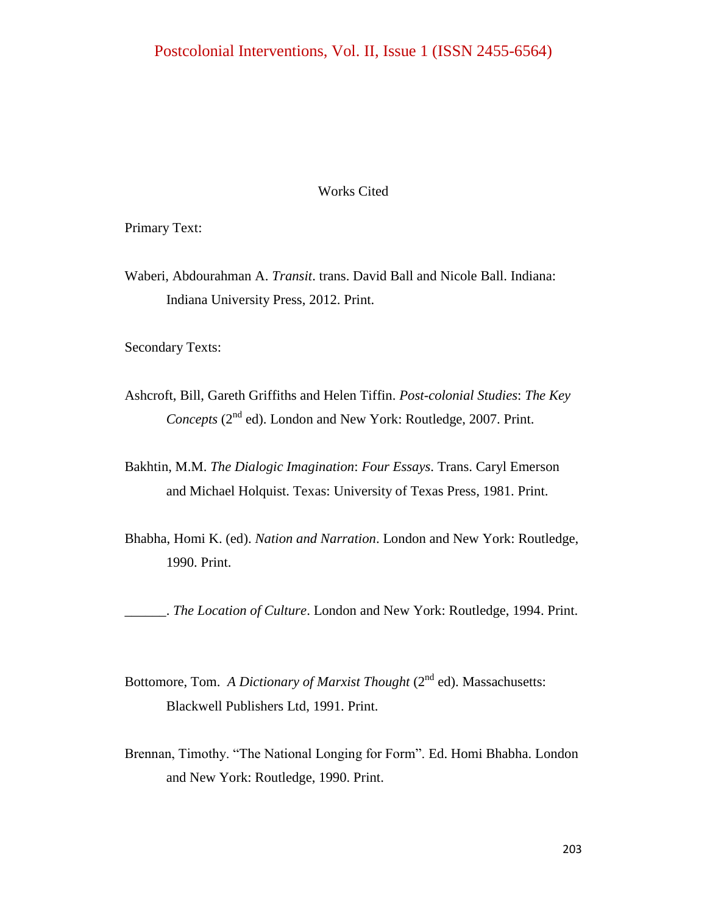# Works Cited

Primary Text:

Waberi, Abdourahman A. *Transit*. trans. David Ball and Nicole Ball. Indiana: Indiana University Press, 2012. Print.

Secondary Texts:

Ashcroft, Bill, Gareth Griffiths and Helen Tiffin. *Post-colonial Studies*: *The Key Concepts* (2nd ed). London and New York: Routledge, 2007. Print.

Bakhtin, M.M. *The Dialogic Imagination*: *Four Essays*. Trans. Caryl Emerson and Michael Holquist. Texas: University of Texas Press, 1981. Print.

Bhabha, Homi K. (ed). *Nation and Narration*. London and New York: Routledge, 1990. Print.

______. *The Location of Culture*. London and New York: Routledge, 1994. Print.

Bottomore, Tom. *A Dictionary of Marxist Thought* (2nd ed). Massachusetts: Blackwell Publishers Ltd, 1991. Print.

Brennan, Timothy. "The National Longing for Form". Ed. Homi Bhabha. London and New York: Routledge, 1990. Print.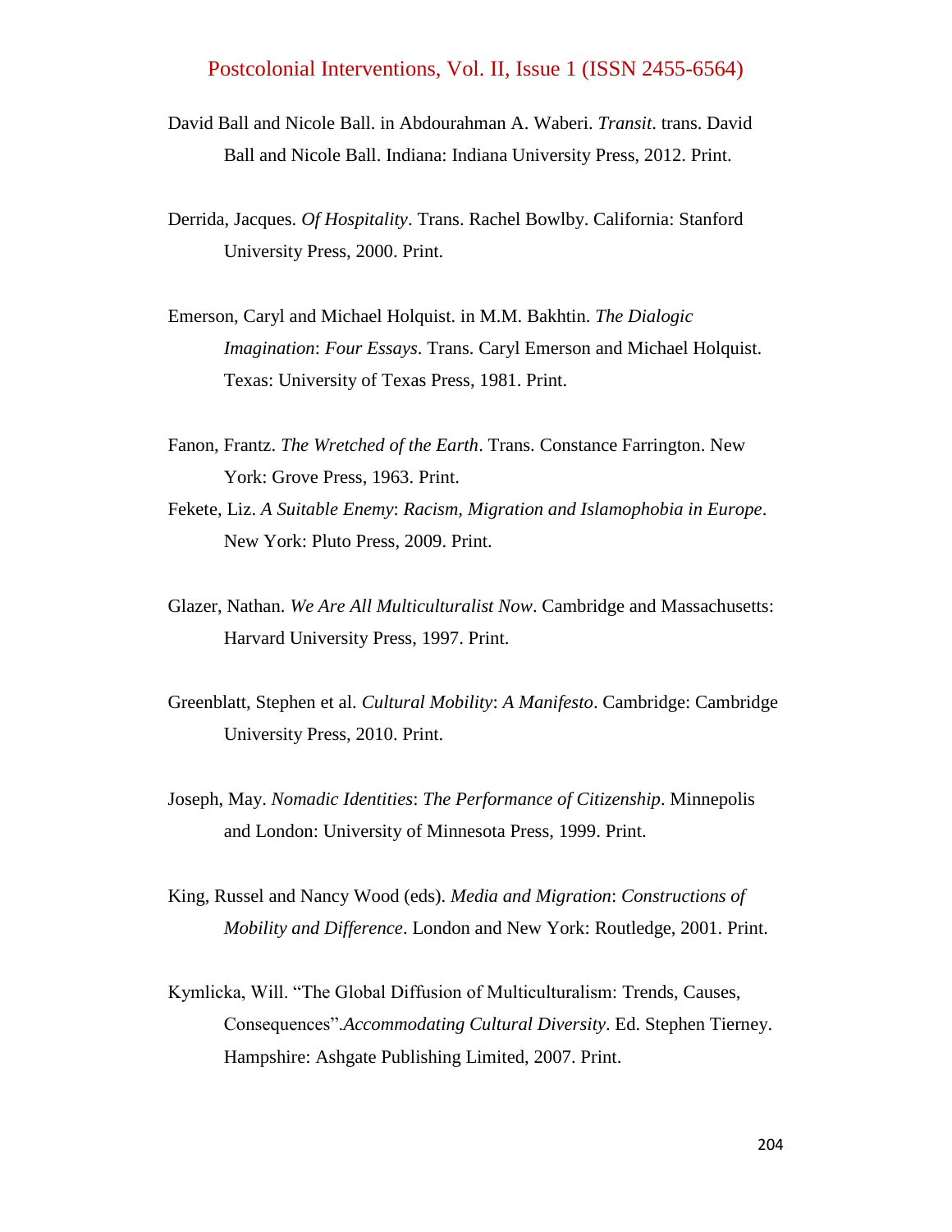David Ball and Nicole Ball. in Abdourahman A. Waberi. *Transit*. trans. David Ball and Nicole Ball. Indiana: Indiana University Press, 2012. Print.

Derrida, Jacques. *Of Hospitality*. Trans. Rachel Bowlby. California: Stanford University Press, 2000. Print.

Emerson, Caryl and Michael Holquist. in M.M. Bakhtin. *The Dialogic Imagination*: *Four Essays*. Trans. Caryl Emerson and Michael Holquist. Texas: University of Texas Press, 1981. Print.

Fanon, Frantz. *The Wretched of the Earth*. Trans. Constance Farrington. New York: Grove Press, 1963. Print.

Fekete, Liz. *A Suitable Enemy*: *Racism, Migration and Islamophobia in Europe*. New York: Pluto Press, 2009. Print.

Glazer, Nathan. *We Are All Multiculturalist Now*. Cambridge and Massachusetts: Harvard University Press, 1997. Print.

Greenblatt, Stephen et al. *Cultural Mobility*: *A Manifesto*. Cambridge: Cambridge University Press, 2010. Print.

Joseph, May. *Nomadic Identities*: *The Performance of Citizenship*. Minnepolis and London: University of Minnesota Press, 1999. Print.

King, Russel and Nancy Wood (eds). *Media and Migration*: *Constructions of Mobility and Difference*. London and New York: Routledge, 2001. Print.

Kymlicka, Will. "The Global Diffusion of Multiculturalism: Trends, Causes, Consequences".*Accommodating Cultural Diversity*. Ed. Stephen Tierney. Hampshire: Ashgate Publishing Limited, 2007. Print.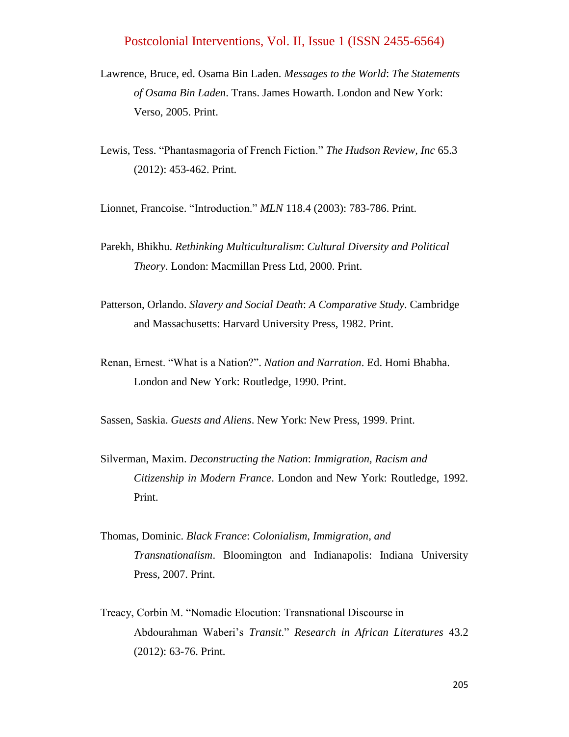Lawrence, Bruce, ed. Osama Bin Laden. *Messages to the World*: *The Statements of Osama Bin Laden*. Trans. James Howarth. London and New York: Verso, 2005. Print.

Lewis, Tess. "Phantasmagoria of French Fiction." *The Hudson Review, Inc* 65.3 (2012): 453-462. Print.

Lionnet, Francoise. "Introduction." *MLN* 118.4 (2003): 783-786. Print.

Parekh, Bhikhu. *Rethinking Multiculturalism*: *Cultural Diversity and Political Theory*. London: Macmillan Press Ltd, 2000. Print.

Patterson, Orlando. *Slavery and Social Death*: *A Comparative Study*. Cambridge and Massachusetts: Harvard University Press, 1982. Print.

Renan, Ernest. "What is a Nation?". *Nation and Narration*. Ed. Homi Bhabha. London and New York: Routledge, 1990. Print.

Sassen, Saskia. *Guests and Aliens*. New York: New Press, 1999. Print.

Silverman, Maxim. *Deconstructing the Nation*: *Immigration, Racism and Citizenship in Modern France*. London and New York: Routledge, 1992. Print.

Thomas, Dominic. *Black France*: *Colonialism, Immigration, and Transnationalism*. Bloomington and Indianapolis: Indiana University Press, 2007. Print.

Treacy, Corbin M. "Nomadic Elocution: Transnational Discourse in Abdourahman Waberi's *Transit*." *Research in African Literatures* 43.2 (2012): 63-76. Print.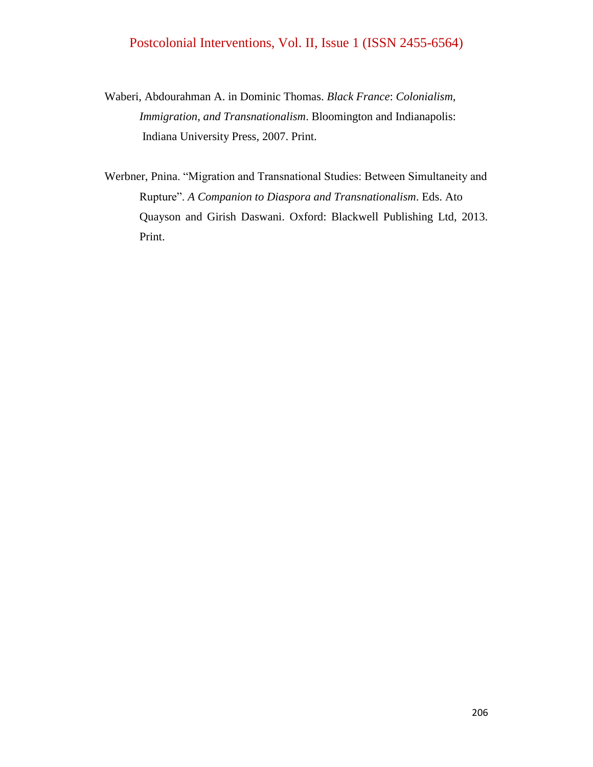Waberi, Abdourahman A. in Dominic Thomas. *Black France*: *Colonialism, Immigration, and Transnationalism*. Bloomington and Indianapolis: Indiana University Press, 2007. Print.

Werbner, Pnina. "Migration and Transnational Studies: Between Simultaneity and Rupture". *A Companion to Diaspora and Transnationalism*. Eds. Ato Quayson and Girish Daswani. Oxford: Blackwell Publishing Ltd, 2013. Print.